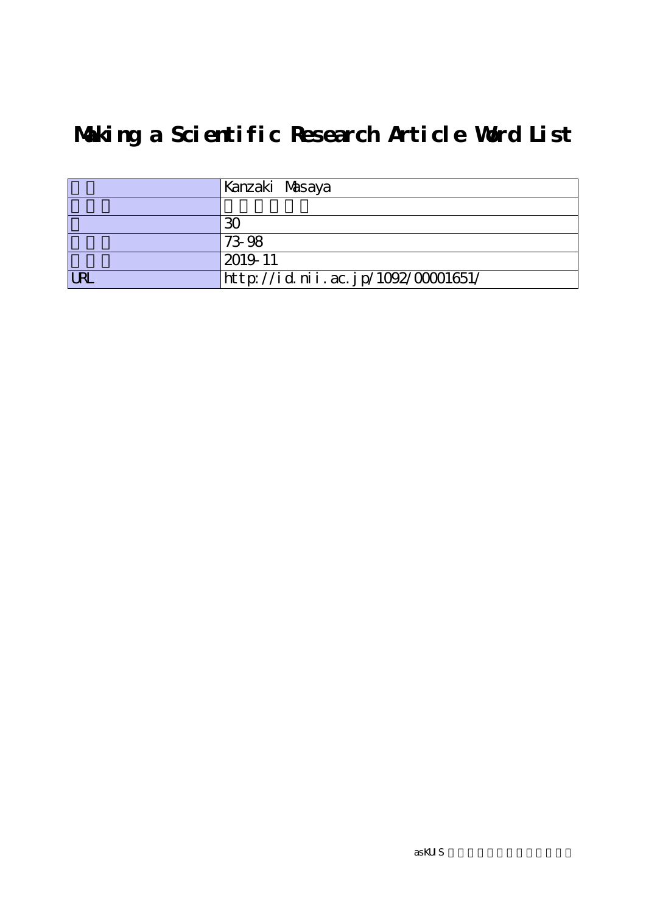# Making a Scientific Research Article Word List

| | |
|---|---|
| | Kanzaki Masaya |
| | |
| | 30 |
| | 73-98 |
| | 2019-11 |
| URL | http://id.nii.ac.jp/1092/00001651/ |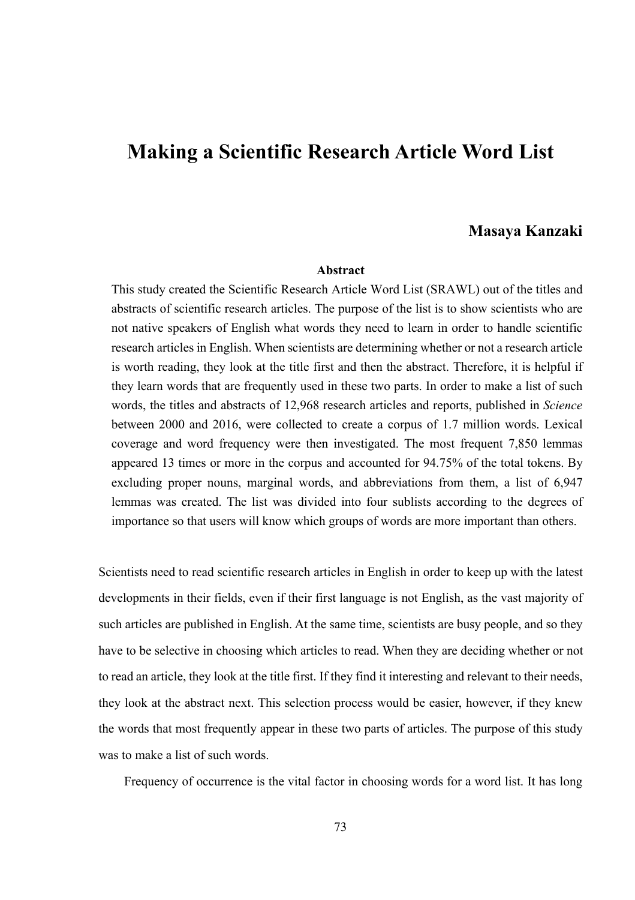# Making a Scientific Research Article Word List

**Masaya Kanzaki**

**Abstract**

This study created the Scientific Research Article Word List (SRAWL) out of the titles and abstracts of scientific research articles. The purpose of the list is to show scientists who are not native speakers of English what words they need to learn in order to handle scientific research articles in English. When scientists are determining whether or not a research article is worth reading, they look at the title first and then the abstract. Therefore, it is helpful if they learn words that are frequently used in these two parts. In order to make a list of such words, the titles and abstracts of 12,968 research articles and reports, published in *Science* between 2000 and 2016, were collected to create a corpus of 1.7 million words. Lexical coverage and word frequency were then investigated. The most frequent 7,850 lemmas appeared 13 times or more in the corpus and accounted for 94.75% of the total tokens. By excluding proper nouns, marginal words, and abbreviations from them, a list of 6,947 lemmas was created. The list was divided into four sublists according to the degrees of importance so that users will know which groups of words are more important than others.

Scientists need to read scientific research articles in English in order to keep up with the latest developments in their fields, even if their first language is not English, as the vast majority of such articles are published in English. At the same time, scientists are busy people, and so they have to be selective in choosing which articles to read. When they are deciding whether or not to read an article, they look at the title first. If they find it interesting and relevant to their needs, they look at the abstract next. This selection process would be easier, however, if they knew the words that most frequently appear in these two parts of articles. The purpose of this study was to make a list of such words.

Frequency of occurrence is the vital factor in choosing words for a word list. It has long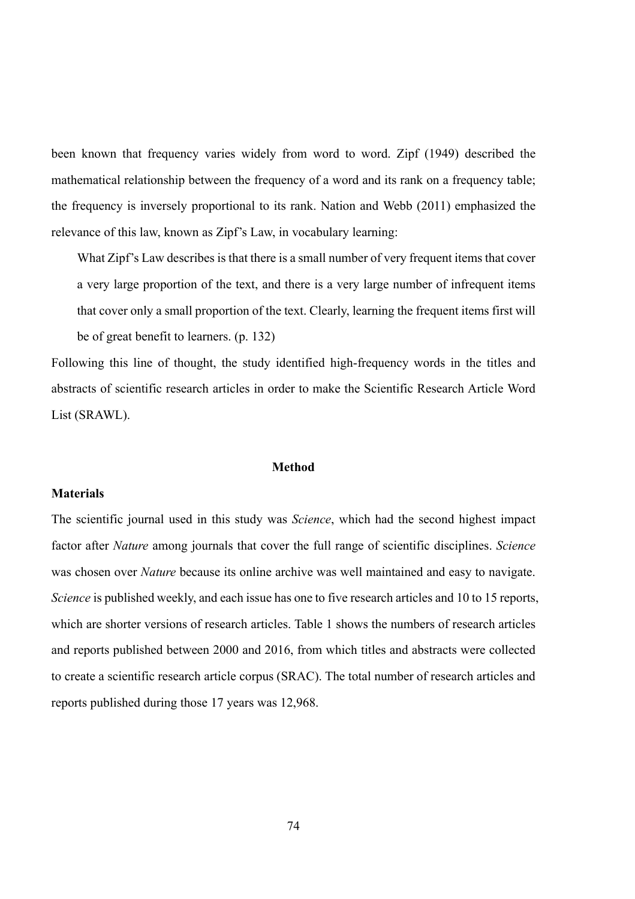been known that frequency varies widely from word to word. Zipf (1949) described the mathematical relationship between the frequency of a word and its rank on a frequency table; the frequency is inversely proportional to its rank. Nation and Webb (2011) emphasized the relevance of this law, known as Zipf's Law, in vocabulary learning:

> What Zipf's Law describes is that there is a small number of very frequent items that cover a very large proportion of the text, and there is a very large number of infrequent items that cover only a small proportion of the text. Clearly, learning the frequent items first will be of great benefit to learners. (p. 132)

Following this line of thought, the study identified high-frequency words in the titles and abstracts of scientific research articles in order to make the Scientific Research Article Word List (SRAWL).

## Method

### Materials

The scientific journal used in this study was *Science*, which had the second highest impact factor after *Nature* among journals that cover the full range of scientific disciplines. *Science* was chosen over *Nature* because its online archive was well maintained and easy to navigate. *Science* is published weekly, and each issue has one to five research articles and 10 to 15 reports, which are shorter versions of research articles. Table 1 shows the numbers of research articles and reports published between 2000 and 2016, from which titles and abstracts were collected to create a scientific research article corpus (SRAC). The total number of research articles and reports published during those 17 years was 12,968.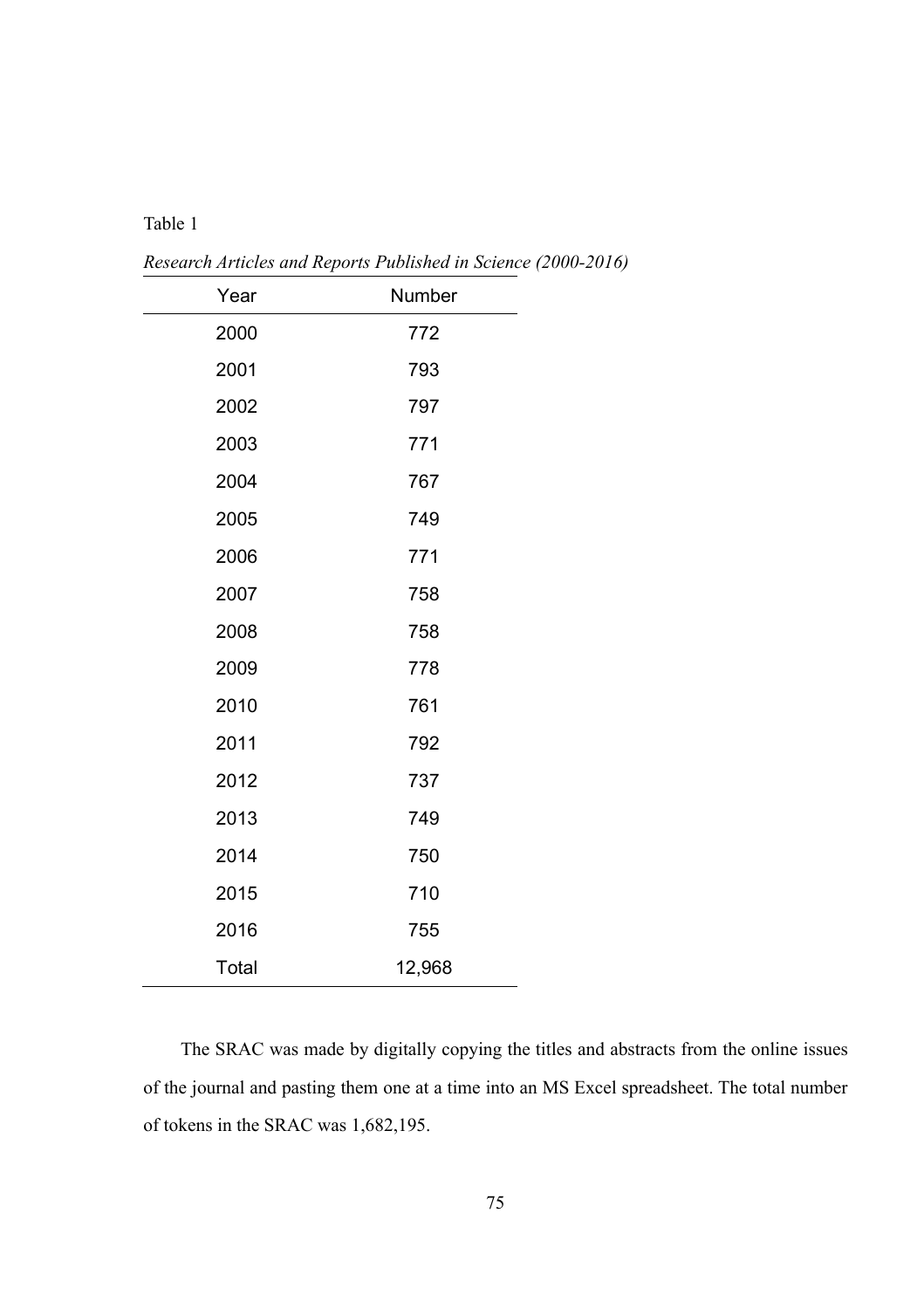Table 1

*Research Articles and Reports Published in Science (2000-2016)*

| Year | Number |
|---|---|
| 2000 | 772 |
| 2001 | 793 |
| 2002 | 797 |
| 2003 | 771 |
| 2004 | 767 |
| 2005 | 749 |
| 2006 | 771 |
| 2007 | 758 |
| 2008 | 758 |
| 2009 | 778 |
| 2010 | 761 |
| 2011 | 792 |
| 2012 | 737 |
| 2013 | 749 |
| 2014 | 750 |
| 2015 | 710 |
| 2016 | 755 |
| Total | 12,968 |

The SRAC was made by digitally copying the titles and abstracts from the online issues of the journal and pasting them one at a time into an MS Excel spreadsheet. The total number of tokens in the SRAC was 1,682,195.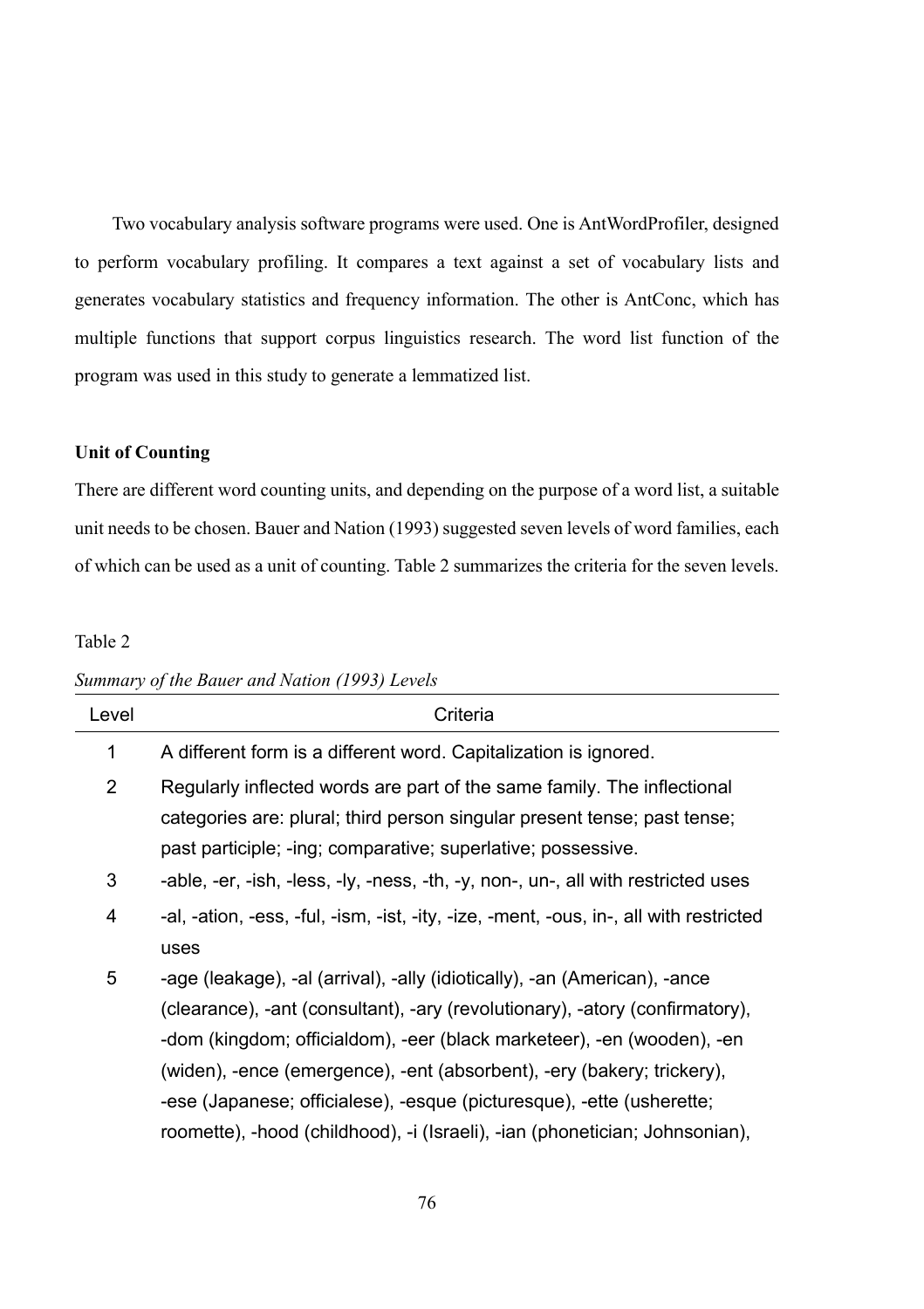Two vocabulary analysis software programs were used. One is AntWordProfiler, designed to perform vocabulary profiling. It compares a text against a set of vocabulary lists and generates vocabulary statistics and frequency information. The other is AntConc, which has multiple functions that support corpus linguistics research. The word list function of the program was used in this study to generate a lemmatized list.

### Unit of Counting

There are different word counting units, and depending on the purpose of a word list, a suitable unit needs to be chosen. Bauer and Nation (1993) suggested seven levels of word families, each of which can be used as a unit of counting. Table 2 summarizes the criteria for the seven levels.

Table 2

*Summary of the Bauer and Nation (1993) Levels*

| Level | Criteria |
|---|---|
| 1 | A different form is a different word. Capitalization is ignored. |
| 2 | Regularly inflected words are part of the same family. The inflectional categories are: plural; third person singular present tense; past tense; past participle; -ing; comparative; superlative; possessive. |
| 3 | -able, -er, -ish, -less, -ly, -ness, -th, -y, non-, un-, all with restricted uses |
| 4 | -al, -ation, -ess, -ful, -ism, -ist, -ity, -ize, -ment, -ous, in-, all with restricted uses |
| 5 | -age (leakage), -al (arrival), -ally (idiotically), -an (American), -ance (clearance), -ant (consultant), -ary (revolutionary), -atory (confirmatory), -dom (kingdom; officialdom), -eer (black marketeer), -en (wooden), -en (widen), -ence (emergence), -ent (absorbent), -ery (bakery; trickery), -ese (Japanese; officialese), -esque (picturesque), -ette (usherette; roomette), -hood (childhood), -i (Israeli), -ian (phonetician; Johnsonian), |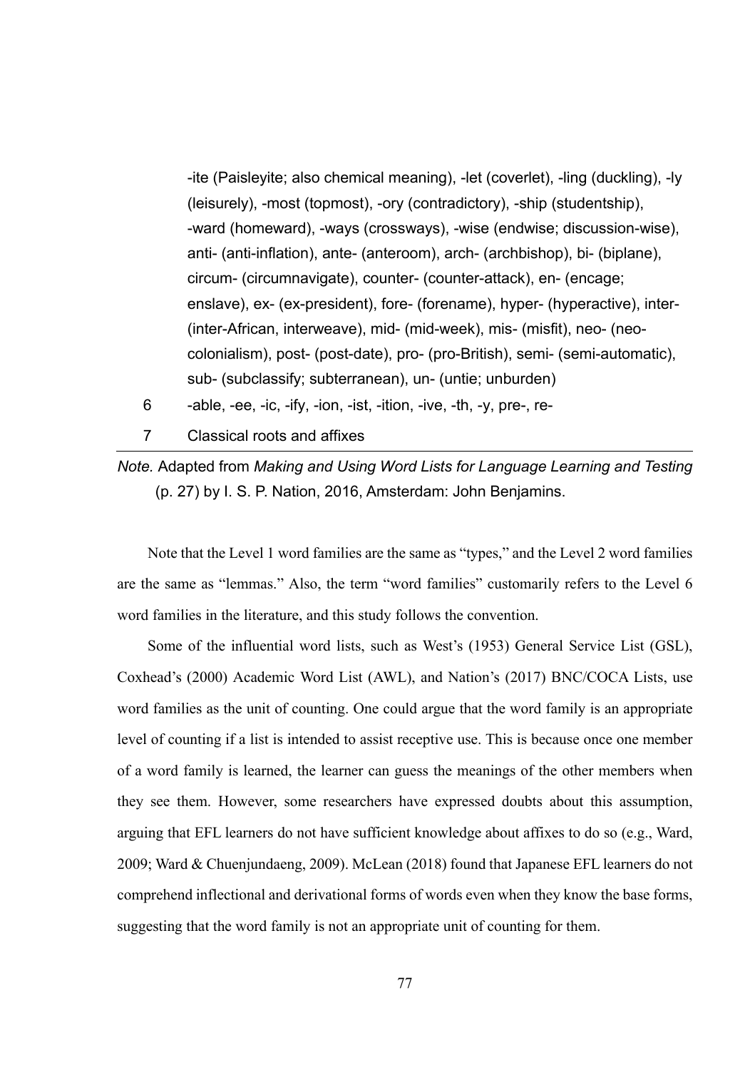| Level | Affixes |
|---|---|
| | -ite (Paisleyite; also chemical meaning), -let (coverlet), -ling (duckling), -ly (leisurely), -most (topmost), -ory (contradictory), -ship (studentship), -ward (homeward), -ways (crossways), -wise (endwise; discussion-wise), anti- (anti-inflation), ante- (anteroom), arch- (archbishop), bi- (biplane), circum- (circumnavigate), counter- (counter-attack), en- (encage; enslave), ex- (ex-president), fore- (forename), hyper- (hyperactive), inter- (inter-African, interweave), mid- (mid-week), mis- (misfit), neo- (neo-colonialism), post- (post-date), pro- (pro-British), semi- (semi-automatic), sub- (subclassify; subterranean), un- (untie; unburden) |
| 6 | -able, -ee, -ic, -ify, -ion, -ist, -ition, -ive, -th, -y, pre-, re- |
| 7 | Classical roots and affixes |

*Note.* Adapted from *Making and Using Word Lists for Language Learning and Testing* (p. 27) by I. S. P. Nation, 2016, Amsterdam: John Benjamins.

Note that the Level 1 word families are the same as "types," and the Level 2 word families are the same as "lemmas." Also, the term "word families" customarily refers to the Level 6 word families in the literature, and this study follows the convention.

Some of the influential word lists, such as West's (1953) General Service List (GSL), Coxhead's (2000) Academic Word List (AWL), and Nation's (2017) BNC/COCA Lists, use word families as the unit of counting. One could argue that the word family is an appropriate level of counting if a list is intended to assist receptive use. This is because once one member of a word family is learned, the learner can guess the meanings of the other members when they see them. However, some researchers have expressed doubts about this assumption, arguing that EFL learners do not have sufficient knowledge about affixes to do so (e.g., Ward, 2009; Ward & Chuenjundaeng, 2009). McLean (2018) found that Japanese EFL learners do not comprehend inflectional and derivational forms of words even when they know the base forms, suggesting that the word family is not an appropriate unit of counting for them.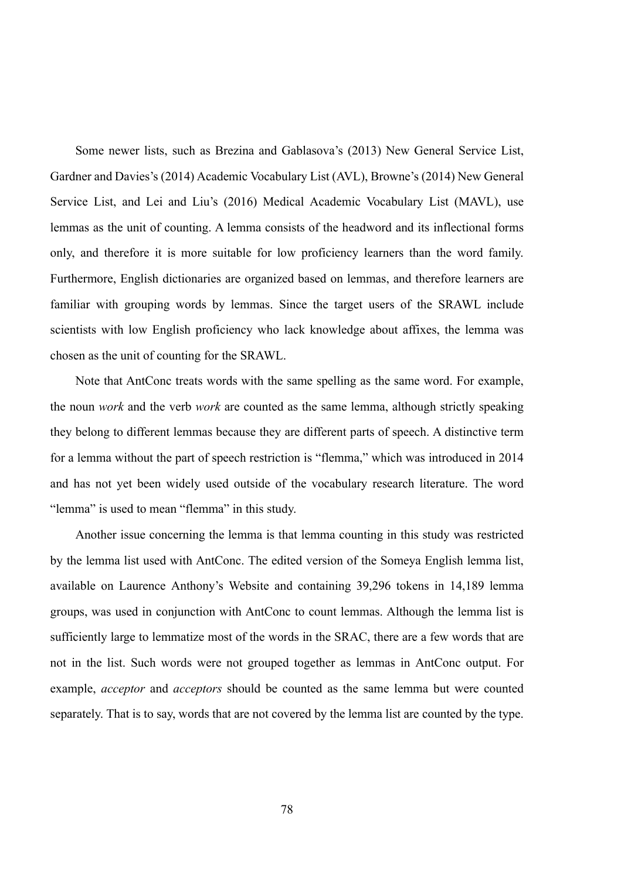Some newer lists, such as Brezina and Gablasova's (2013) New General Service List, Gardner and Davies's (2014) Academic Vocabulary List (AVL), Browne's (2014) New General Service List, and Lei and Liu's (2016) Medical Academic Vocabulary List (MAVL), use lemmas as the unit of counting. A lemma consists of the headword and its inflectional forms only, and therefore it is more suitable for low proficiency learners than the word family. Furthermore, English dictionaries are organized based on lemmas, and therefore learners are familiar with grouping words by lemmas. Since the target users of the SRAWL include scientists with low English proficiency who lack knowledge about affixes, the lemma was chosen as the unit of counting for the SRAWL.

Note that AntConc treats words with the same spelling as the same word. For example, the noun *work* and the verb *work* are counted as the same lemma, although strictly speaking they belong to different lemmas because they are different parts of speech. A distinctive term for a lemma without the part of speech restriction is "flemma," which was introduced in 2014 and has not yet been widely used outside of the vocabulary research literature. The word "lemma" is used to mean "flemma" in this study.

Another issue concerning the lemma is that lemma counting in this study was restricted by the lemma list used with AntConc. The edited version of the Someya English lemma list, available on Laurence Anthony's Website and containing 39,296 tokens in 14,189 lemma groups, was used in conjunction with AntConc to count lemmas. Although the lemma list is sufficiently large to lemmatize most of the words in the SRAC, there are a few words that are not in the list. Such words were not grouped together as lemmas in AntConc output. For example, *acceptor* and *acceptors* should be counted as the same lemma but were counted separately. That is to say, words that are not covered by the lemma list are counted by the type.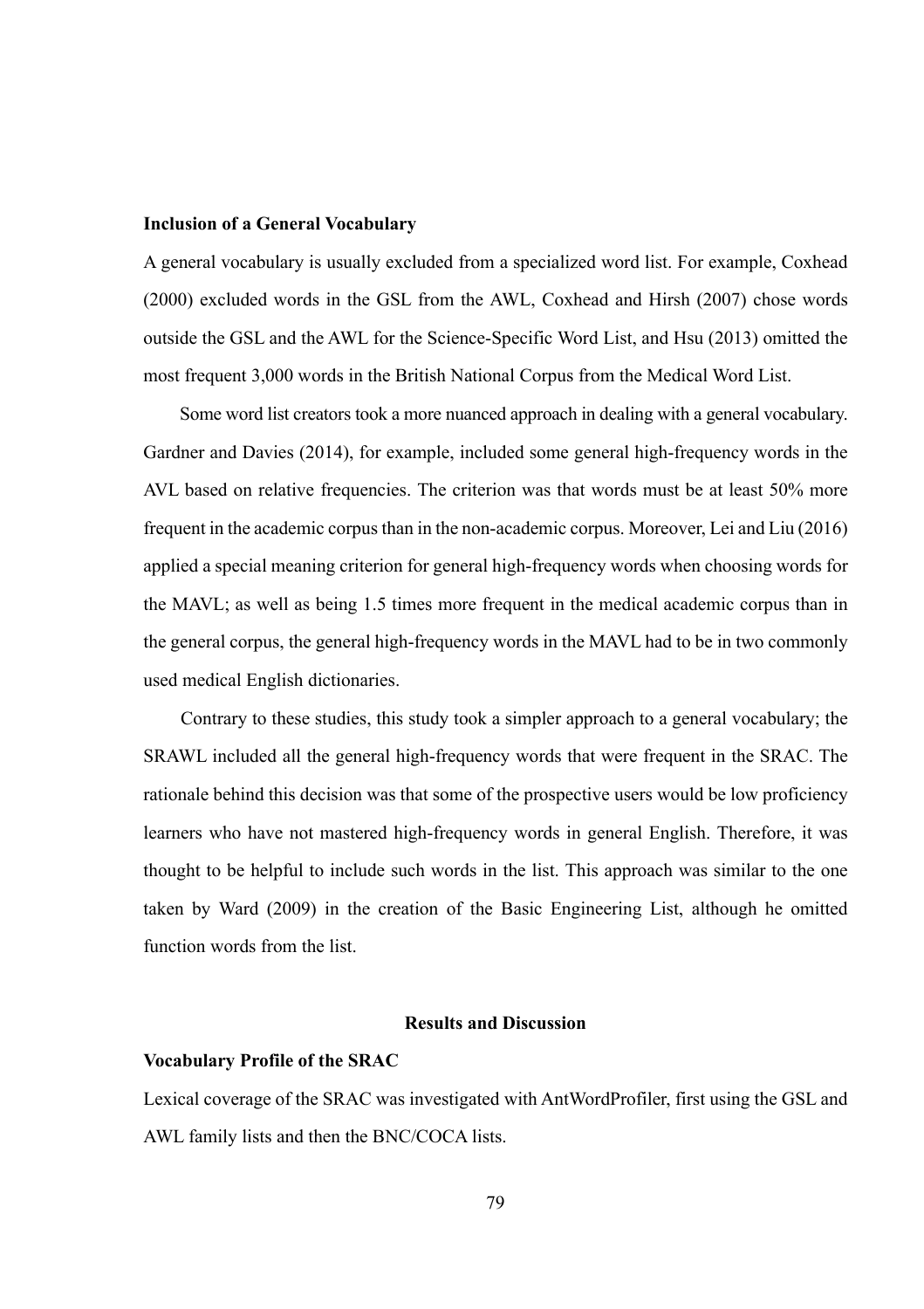### Inclusion of a General Vocabulary

A general vocabulary is usually excluded from a specialized word list. For example, Coxhead (2000) excluded words in the GSL from the AWL, Coxhead and Hirsh (2007) chose words outside the GSL and the AWL for the Science-Specific Word List, and Hsu (2013) omitted the most frequent 3,000 words in the British National Corpus from the Medical Word List.

Some word list creators took a more nuanced approach in dealing with a general vocabulary. Gardner and Davies (2014), for example, included some general high-frequency words in the AVL based on relative frequencies. The criterion was that words must be at least 50% more frequent in the academic corpus than in the non-academic corpus. Moreover, Lei and Liu (2016) applied a special meaning criterion for general high-frequency words when choosing words for the MAVL; as well as being 1.5 times more frequent in the medical academic corpus than in the general corpus, the general high-frequency words in the MAVL had to be in two commonly used medical English dictionaries.

Contrary to these studies, this study took a simpler approach to a general vocabulary; the SRAWL included all the general high-frequency words that were frequent in the SRAC. The rationale behind this decision was that some of the prospective users would be low proficiency learners who have not mastered high-frequency words in general English. Therefore, it was thought to be helpful to include such words in the list. This approach was similar to the one taken by Ward (2009) in the creation of the Basic Engineering List, although he omitted function words from the list.

## Results and Discussion

### Vocabulary Profile of the SRAC

Lexical coverage of the SRAC was investigated with AntWordProfiler, first using the GSL and AWL family lists and then the BNC/COCA lists.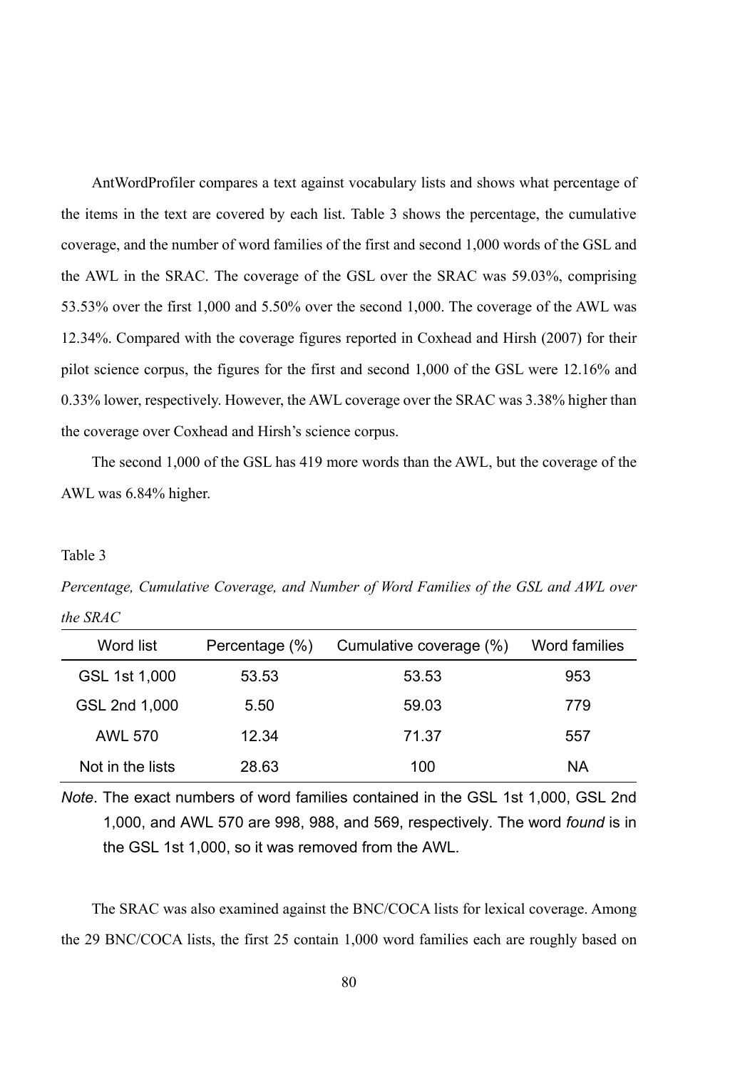AntWordProfiler compares a text against vocabulary lists and shows what percentage of the items in the text are covered by each list. Table 3 shows the percentage, the cumulative coverage, and the number of word families of the first and second 1,000 words of the GSL and the AWL in the SRAC. The coverage of the GSL over the SRAC was 59.03%, comprising 53.53% over the first 1,000 and 5.50% over the second 1,000. The coverage of the AWL was 12.34%. Compared with the coverage figures reported in Coxhead and Hirsh (2007) for their pilot science corpus, the figures for the first and second 1,000 of the GSL were 12.16% and 0.33% lower, respectively. However, the AWL coverage over the SRAC was 3.38% higher than the coverage over Coxhead and Hirsh's science corpus.

The second 1,000 of the GSL has 419 more words than the AWL, but the coverage of the AWL was 6.84% higher.

Table 3

*Percentage, Cumulative Coverage, and Number of Word Families of the GSL and AWL over the SRAC*

| Word list | Percentage (%) | Cumulative coverage (%) | Word families |
|---|---|---|---|
| GSL 1st 1,000 | 53.53 | 53.53 | 953 |
| GSL 2nd 1,000 | 5.50 | 59.03 | 779 |
| AWL 570 | 12.34 | 71.37 | 557 |
| Not in the lists | 28.63 | 100 | NA |

*Note*. The exact numbers of word families contained in the GSL 1st 1,000, GSL 2nd 1,000, and AWL 570 are 998, 988, and 569, respectively. The word *found* is in the GSL 1st 1,000, so it was removed from the AWL.

The SRAC was also examined against the BNC/COCA lists for lexical coverage. Among the 29 BNC/COCA lists, the first 25 contain 1,000 word families each are roughly based on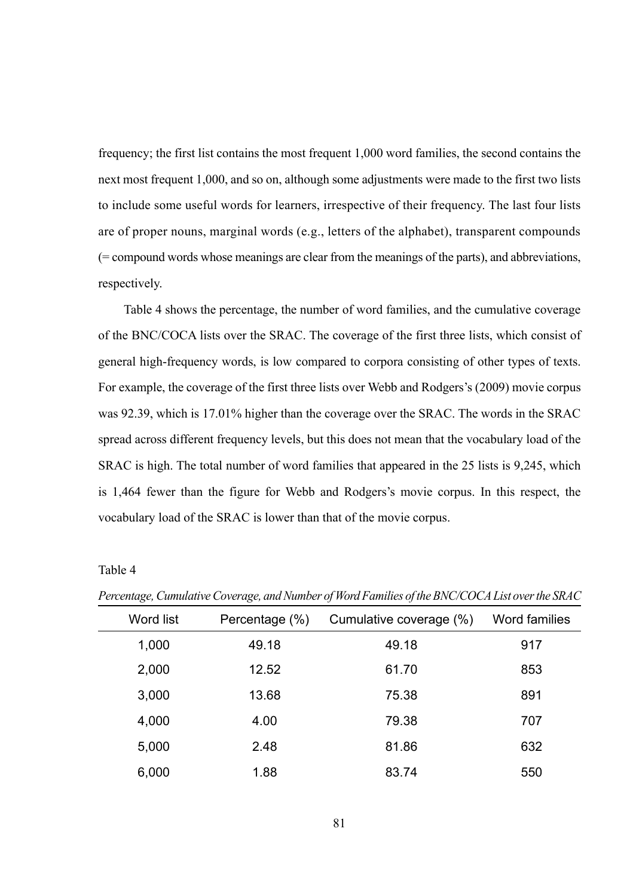frequency; the first list contains the most frequent 1,000 word families, the second contains the next most frequent 1,000, and so on, although some adjustments were made to the first two lists to include some useful words for learners, irrespective of their frequency. The last four lists are of proper nouns, marginal words (e.g., letters of the alphabet), transparent compounds (= compound words whose meanings are clear from the meanings of the parts), and abbreviations, respectively.

Table 4 shows the percentage, the number of word families, and the cumulative coverage of the BNC/COCA lists over the SRAC. The coverage of the first three lists, which consist of general high-frequency words, is low compared to corpora consisting of other types of texts. For example, the coverage of the first three lists over Webb and Rodgers's (2009) movie corpus was 92.39, which is 17.01% higher than the coverage over the SRAC. The words in the SRAC spread across different frequency levels, but this does not mean that the vocabulary load of the SRAC is high. The total number of word families that appeared in the 25 lists is 9,245, which is 1,464 fewer than the figure for Webb and Rodgers's movie corpus. In this respect, the vocabulary load of the SRAC is lower than that of the movie corpus.

Table 4

*Percentage, Cumulative Coverage, and Number of Word Families of the BNC/COCA List over the SRAC*

| Word list | Percentage (%) | Cumulative coverage (%) | Word families |
|---|---|---|---|
| 1,000 | 49.18 | 49.18 | 917 |
| 2,000 | 12.52 | 61.70 | 853 |
| 3,000 | 13.68 | 75.38 | 891 |
| 4,000 | 4.00 | 79.38 | 707 |
| 5,000 | 2.48 | 81.86 | 632 |
| 6,000 | 1.88 | 83.74 | 550 |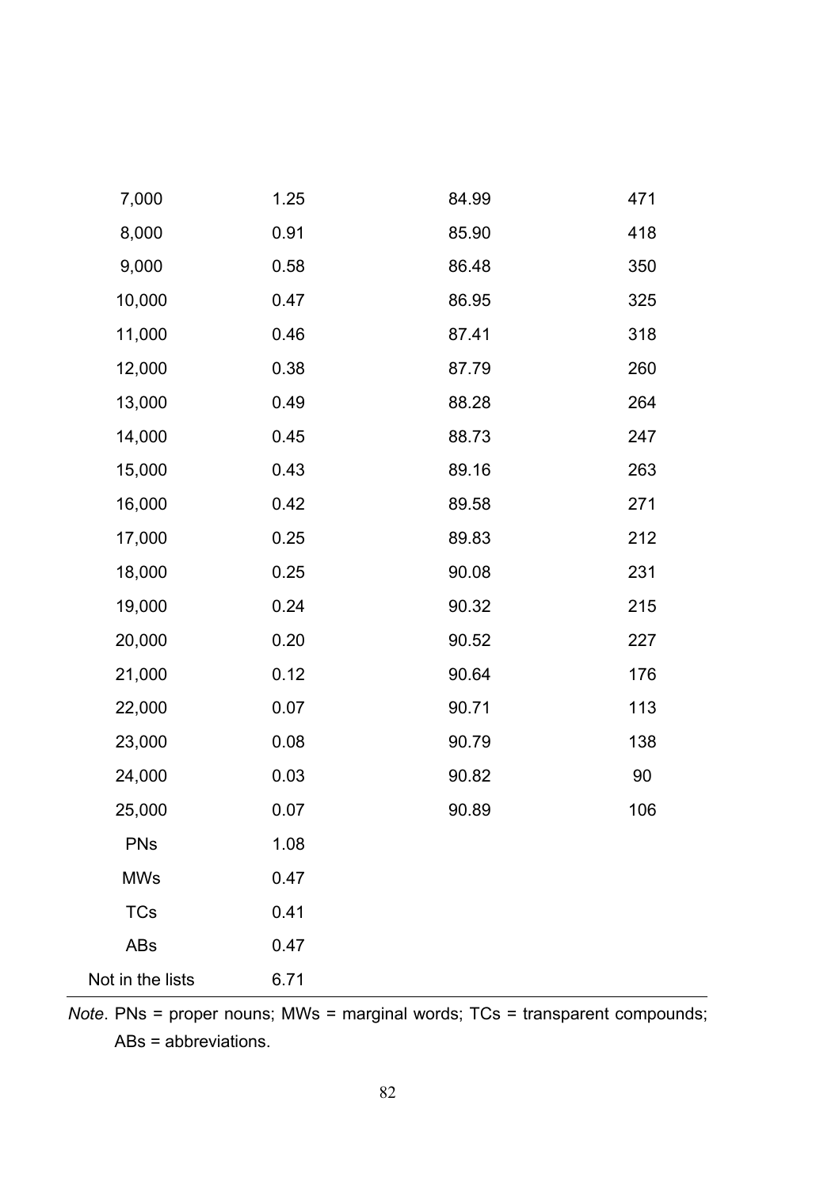| | | | |
|---|---|---|---|
| 7,000 | 1.25 | 84.99 | 471 |
| 8,000 | 0.91 | 85.90 | 418 |
| 9,000 | 0.58 | 86.48 | 350 |
| 10,000 | 0.47 | 86.95 | 325 |
| 11,000 | 0.46 | 87.41 | 318 |
| 12,000 | 0.38 | 87.79 | 260 |
| 13,000 | 0.49 | 88.28 | 264 |
| 14,000 | 0.45 | 88.73 | 247 |
| 15,000 | 0.43 | 89.16 | 263 |
| 16,000 | 0.42 | 89.58 | 271 |
| 17,000 | 0.25 | 89.83 | 212 |
| 18,000 | 0.25 | 90.08 | 231 |
| 19,000 | 0.24 | 90.32 | 215 |
| 20,000 | 0.20 | 90.52 | 227 |
| 21,000 | 0.12 | 90.64 | 176 |
| 22,000 | 0.07 | 90.71 | 113 |
| 23,000 | 0.08 | 90.79 | 138 |
| 24,000 | 0.03 | 90.82 | 90 |
| 25,000 | 0.07 | 90.89 | 106 |
| PNs | 1.08 | | |
| MWs | 0.47 | | |
| TCs | 0.41 | | |
| ABs | 0.47 | | |
| Not in the lists | 6.71 | | |

*Note*. PNs = proper nouns; MWs = marginal words; TCs = transparent compounds; ABs = abbreviations.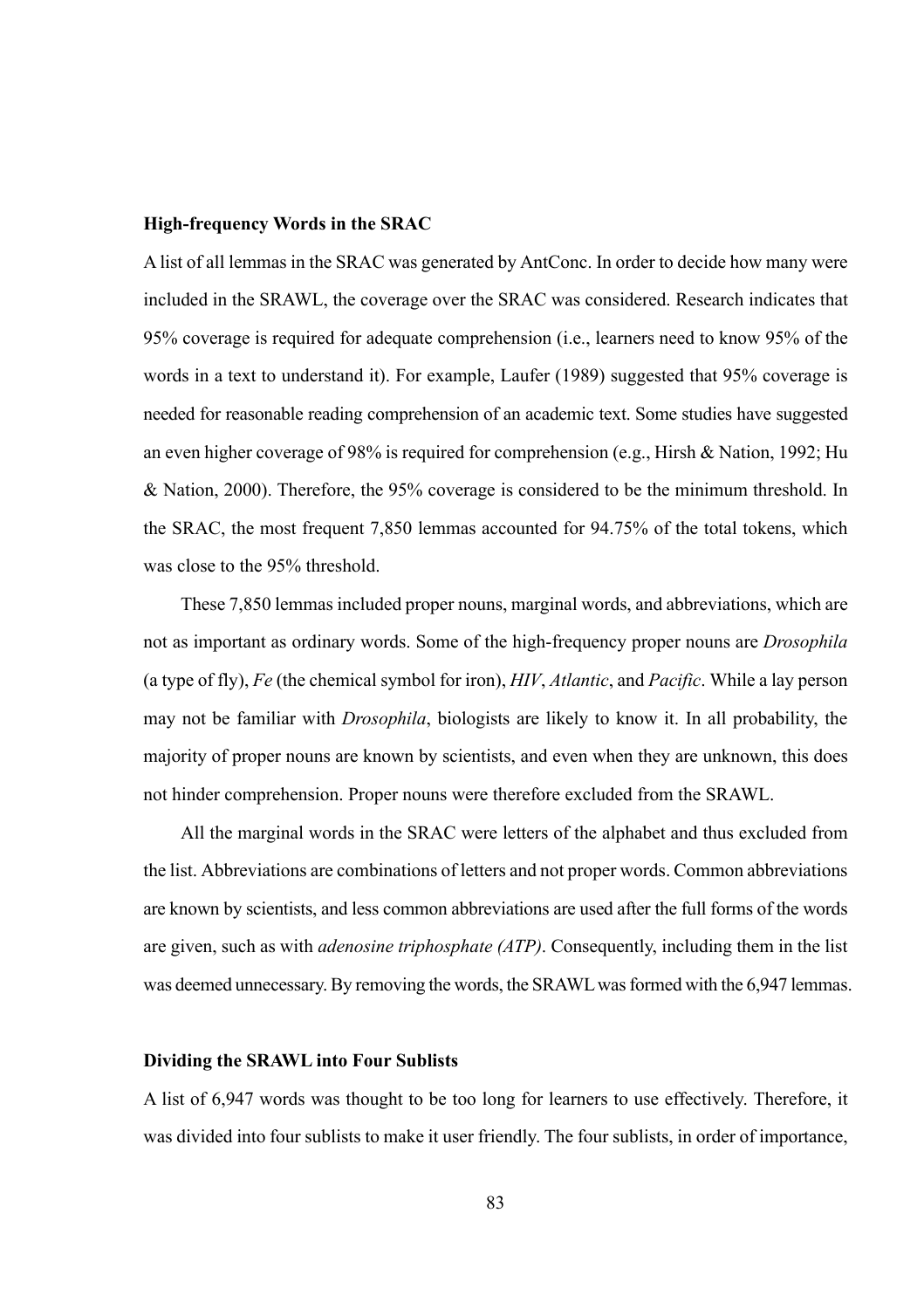### High-frequency Words in the SRAC

A list of all lemmas in the SRAC was generated by AntConc. In order to decide how many were included in the SRAWL, the coverage over the SRAC was considered. Research indicates that 95% coverage is required for adequate comprehension (i.e., learners need to know 95% of the words in a text to understand it). For example, Laufer (1989) suggested that 95% coverage is needed for reasonable reading comprehension of an academic text. Some studies have suggested an even higher coverage of 98% is required for comprehension (e.g., Hirsh & Nation, 1992; Hu & Nation, 2000). Therefore, the 95% coverage is considered to be the minimum threshold. In the SRAC, the most frequent 7,850 lemmas accounted for 94.75% of the total tokens, which was close to the 95% threshold.

These 7,850 lemmas included proper nouns, marginal words, and abbreviations, which are not as important as ordinary words. Some of the high-frequency proper nouns are *Drosophila* (a type of fly), *Fe* (the chemical symbol for iron), *HIV*, *Atlantic*, and *Pacific*. While a lay person may not be familiar with *Drosophila*, biologists are likely to know it. In all probability, the majority of proper nouns are known by scientists, and even when they are unknown, this does not hinder comprehension. Proper nouns were therefore excluded from the SRAWL.

All the marginal words in the SRAC were letters of the alphabet and thus excluded from the list. Abbreviations are combinations of letters and not proper words. Common abbreviations are known by scientists, and less common abbreviations are used after the full forms of the words are given, such as with *adenosine triphosphate (ATP)*. Consequently, including them in the list was deemed unnecessary. By removing the words, the SRAWL was formed with the 6,947 lemmas.

### Dividing the SRAWL into Four Sublists

A list of 6,947 words was thought to be too long for learners to use effectively. Therefore, it was divided into four sublists to make it user friendly. The four sublists, in order of importance,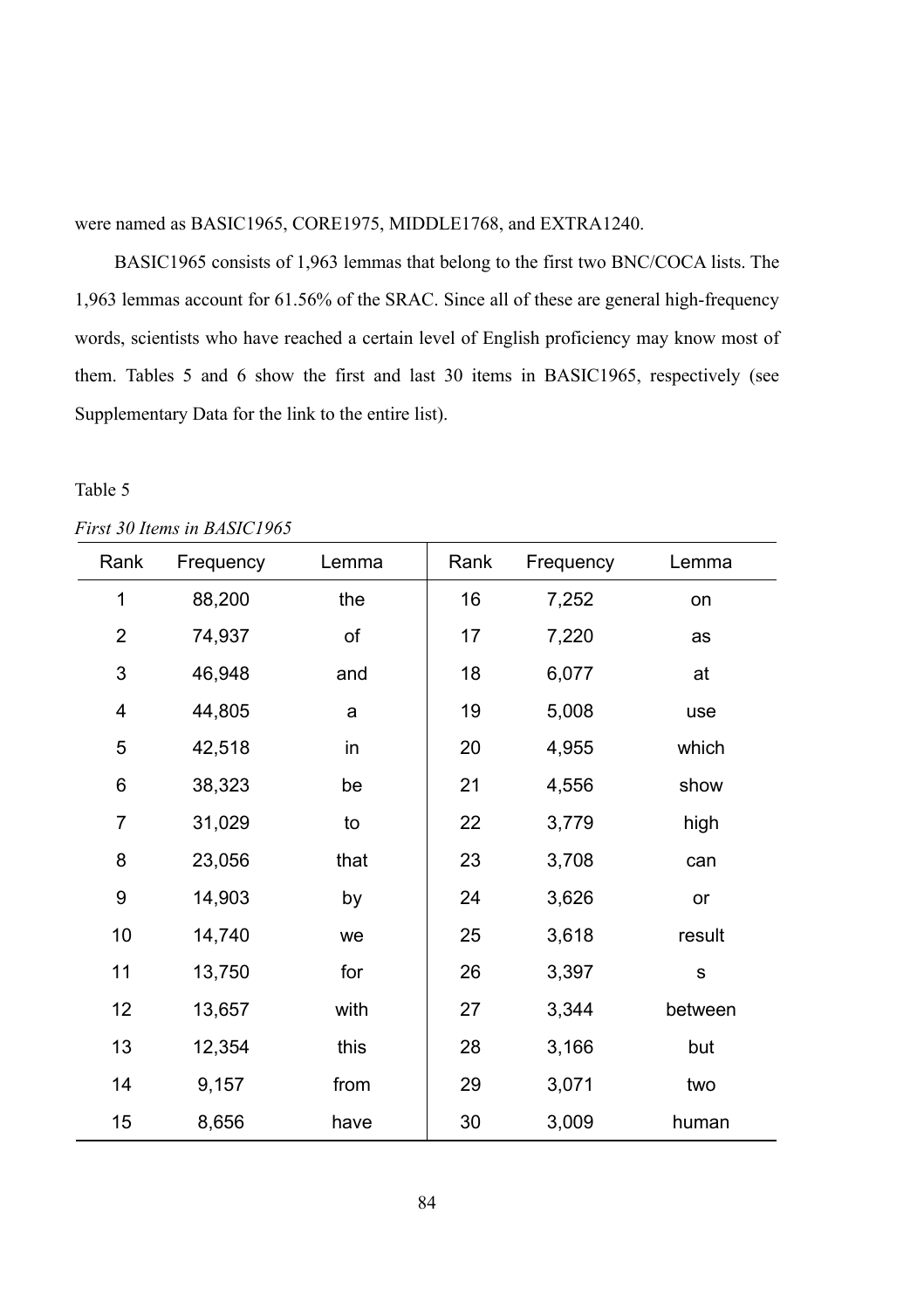were named as BASIC1965, CORE1975, MIDDLE1768, and EXTRA1240.

BASIC1965 consists of 1,963 lemmas that belong to the first two BNC/COCA lists. The 1,963 lemmas account for 61.56% of the SRAC. Since all of these are general high-frequency words, scientists who have reached a certain level of English proficiency may know most of them. Tables 5 and 6 show the first and last 30 items in BASIC1965, respectively (see Supplementary Data for the link to the entire list).

Table 5

*First 30 Items in BASIC1965*

| Rank | Frequency | Lemma | Rank | Frequency | Lemma |
|---|---|---|---|---|---|
| 1 | 88,200 | the | 16 | 7,252 | on |
| 2 | 74,937 | of | 17 | 7,220 | as |
| 3 | 46,948 | and | 18 | 6,077 | at |
| 4 | 44,805 | a | 19 | 5,008 | use |
| 5 | 42,518 | in | 20 | 4,955 | which |
| 6 | 38,323 | be | 21 | 4,556 | show |
| 7 | 31,029 | to | 22 | 3,779 | high |
| 8 | 23,056 | that | 23 | 3,708 | can |
| 9 | 14,903 | by | 24 | 3,626 | or |
| 10 | 14,740 | we | 25 | 3,618 | result |
| 11 | 13,750 | for | 26 | 3,397 | s |
| 12 | 13,657 | with | 27 | 3,344 | between |
| 13 | 12,354 | this | 28 | 3,166 | but |
| 14 | 9,157 | from | 29 | 3,071 | two |
| 15 | 8,656 | have | 30 | 3,009 | human |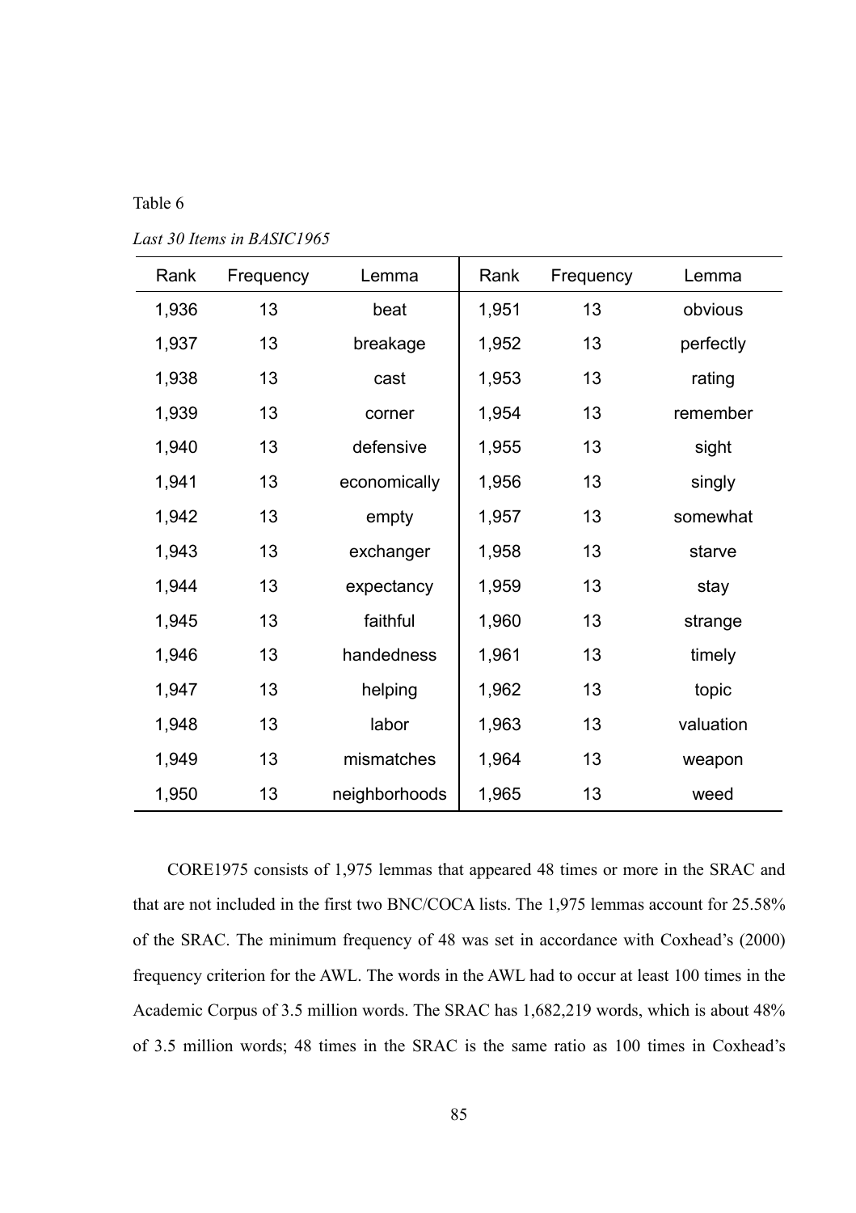Table 6

*Last 30 Items in BASIC1965*

| Rank | Frequency | Lemma | Rank | Frequency | Lemma |
|---|---|---|---|---|---|
| 1,936 | 13 | beat | 1,951 | 13 | obvious |
| 1,937 | 13 | breakage | 1,952 | 13 | perfectly |
| 1,938 | 13 | cast | 1,953 | 13 | rating |
| 1,939 | 13 | corner | 1,954 | 13 | remember |
| 1,940 | 13 | defensive | 1,955 | 13 | sight |
| 1,941 | 13 | economically | 1,956 | 13 | singly |
| 1,942 | 13 | empty | 1,957 | 13 | somewhat |
| 1,943 | 13 | exchanger | 1,958 | 13 | starve |
| 1,944 | 13 | expectancy | 1,959 | 13 | stay |
| 1,945 | 13 | faithful | 1,960 | 13 | strange |
| 1,946 | 13 | handedness | 1,961 | 13 | timely |
| 1,947 | 13 | helping | 1,962 | 13 | topic |
| 1,948 | 13 | labor | 1,963 | 13 | valuation |
| 1,949 | 13 | mismatches | 1,964 | 13 | weapon |
| 1,950 | 13 | neighborhoods | 1,965 | 13 | weed |

CORE1975 consists of 1,975 lemmas that appeared 48 times or more in the SRAC and that are not included in the first two BNC/COCA lists. The 1,975 lemmas account for 25.58% of the SRAC. The minimum frequency of 48 was set in accordance with Coxhead's (2000) frequency criterion for the AWL. The words in the AWL had to occur at least 100 times in the Academic Corpus of 3.5 million words. The SRAC has 1,682,219 words, which is about 48% of 3.5 million words; 48 times in the SRAC is the same ratio as 100 times in Coxhead's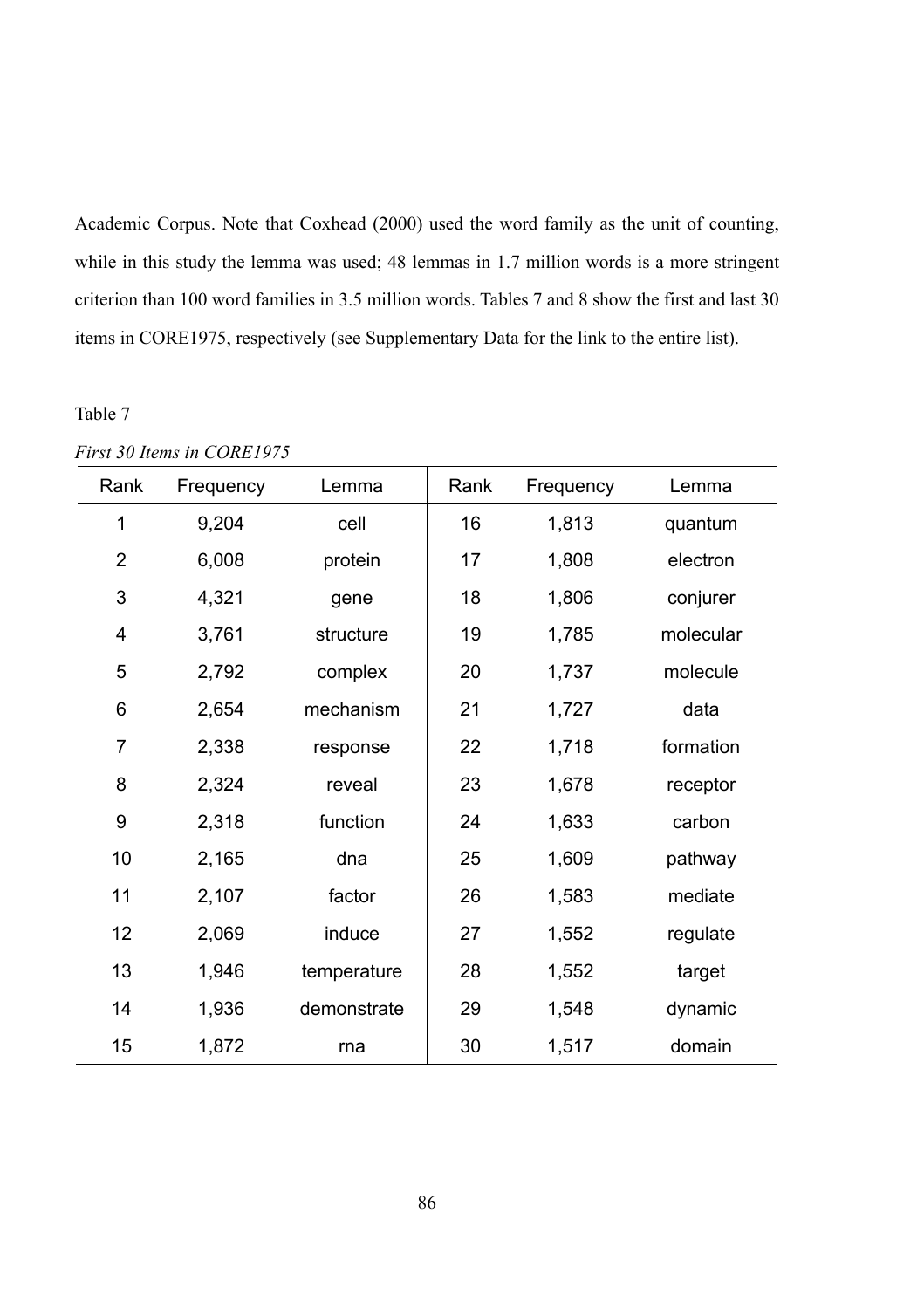Academic Corpus. Note that Coxhead (2000) used the word family as the unit of counting, while in this study the lemma was used; 48 lemmas in 1.7 million words is a more stringent criterion than 100 word families in 3.5 million words. Tables 7 and 8 show the first and last 30 items in CORE1975, respectively (see Supplementary Data for the link to the entire list).

Table 7

*First 30 Items in CORE1975*

| Rank | Frequency | Lemma | Rank | Frequency | Lemma |
|---|---|---|---|---|---|
| 1 | 9,204 | cell | 16 | 1,813 | quantum |
| 2 | 6,008 | protein | 17 | 1,808 | electron |
| 3 | 4,321 | gene | 18 | 1,806 | conjurer |
| 4 | 3,761 | structure | 19 | 1,785 | molecular |
| 5 | 2,792 | complex | 20 | 1,737 | molecule |
| 6 | 2,654 | mechanism | 21 | 1,727 | data |
| 7 | 2,338 | response | 22 | 1,718 | formation |
| 8 | 2,324 | reveal | 23 | 1,678 | receptor |
| 9 | 2,318 | function | 24 | 1,633 | carbon |
| 10 | 2,165 | dna | 25 | 1,609 | pathway |
| 11 | 2,107 | factor | 26 | 1,583 | mediate |
| 12 | 2,069 | induce | 27 | 1,552 | regulate |
| 13 | 1,946 | temperature | 28 | 1,552 | target |
| 14 | 1,936 | demonstrate | 29 | 1,548 | dynamic |
| 15 | 1,872 | rna | 30 | 1,517 | domain |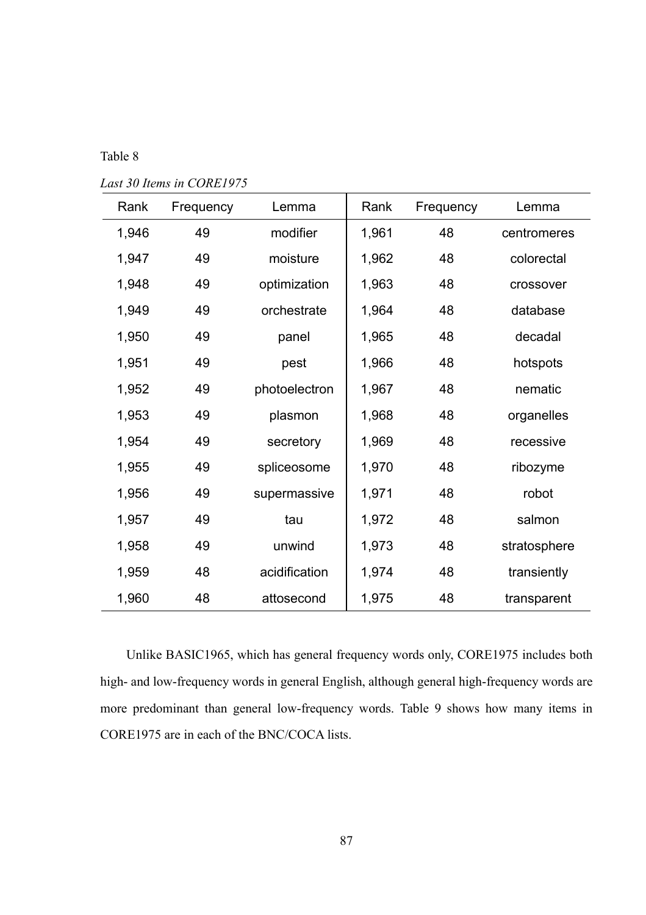Table 8

*Last 30 Items in CORE1975*

| Rank | Frequency | Lemma | Rank | Frequency | Lemma |
|---|---|---|---|---|---|
| 1,946 | 49 | modifier | 1,961 | 48 | centromeres |
| 1,947 | 49 | moisture | 1,962 | 48 | colorectal |
| 1,948 | 49 | optimization | 1,963 | 48 | crossover |
| 1,949 | 49 | orchestrate | 1,964 | 48 | database |
| 1,950 | 49 | panel | 1,965 | 48 | decadal |
| 1,951 | 49 | pest | 1,966 | 48 | hotspots |
| 1,952 | 49 | photoelectron | 1,967 | 48 | nematic |
| 1,953 | 49 | plasmon | 1,968 | 48 | organelles |
| 1,954 | 49 | secretory | 1,969 | 48 | recessive |
| 1,955 | 49 | spliceosome | 1,970 | 48 | ribozyme |
| 1,956 | 49 | supermassive | 1,971 | 48 | robot |
| 1,957 | 49 | tau | 1,972 | 48 | salmon |
| 1,958 | 49 | unwind | 1,973 | 48 | stratosphere |
| 1,959 | 48 | acidification | 1,974 | 48 | transiently |
| 1,960 | 48 | attosecond | 1,975 | 48 | transparent |

Unlike BASIC1965, which has general frequency words only, CORE1975 includes both high- and low-frequency words in general English, although general high-frequency words are more predominant than general low-frequency words. Table 9 shows how many items in CORE1975 are in each of the BNC/COCA lists.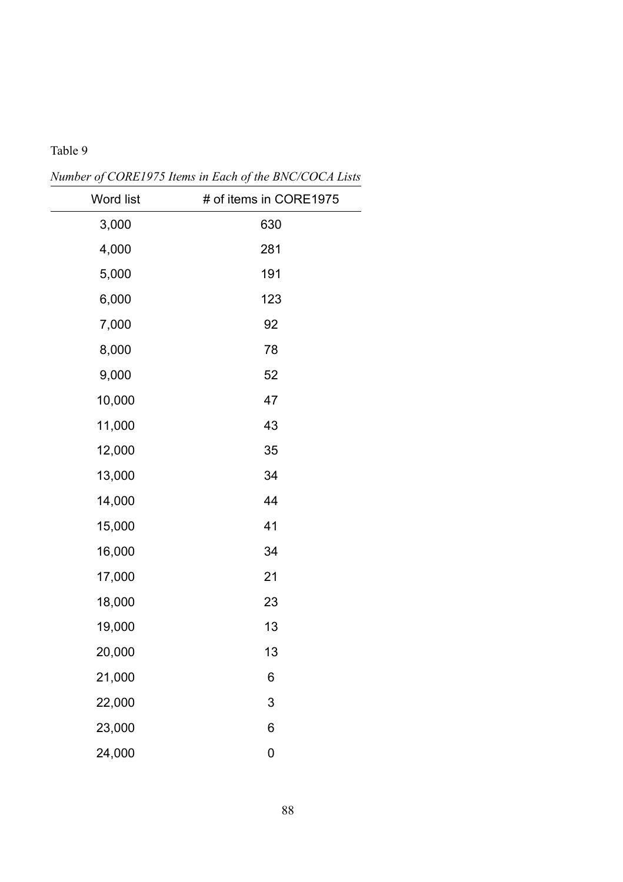Table 9

*Number of CORE1975 Items in Each of the BNC/COCA Lists*

| Word list | # of items in CORE1975 |
| --- | --- |
| 3,000 | 630 |
| 4,000 | 281 |
| 5,000 | 191 |
| 6,000 | 123 |
| 7,000 | 92 |
| 8,000 | 78 |
| 9,000 | 52 |
| 10,000 | 47 |
| 11,000 | 43 |
| 12,000 | 35 |
| 13,000 | 34 |
| 14,000 | 44 |
| 15,000 | 41 |
| 16,000 | 34 |
| 17,000 | 21 |
| 18,000 | 23 |
| 19,000 | 13 |
| 20,000 | 13 |
| 21,000 | 6 |
| 22,000 | 3 |
| 23,000 | 6 |
| 24,000 | 0 |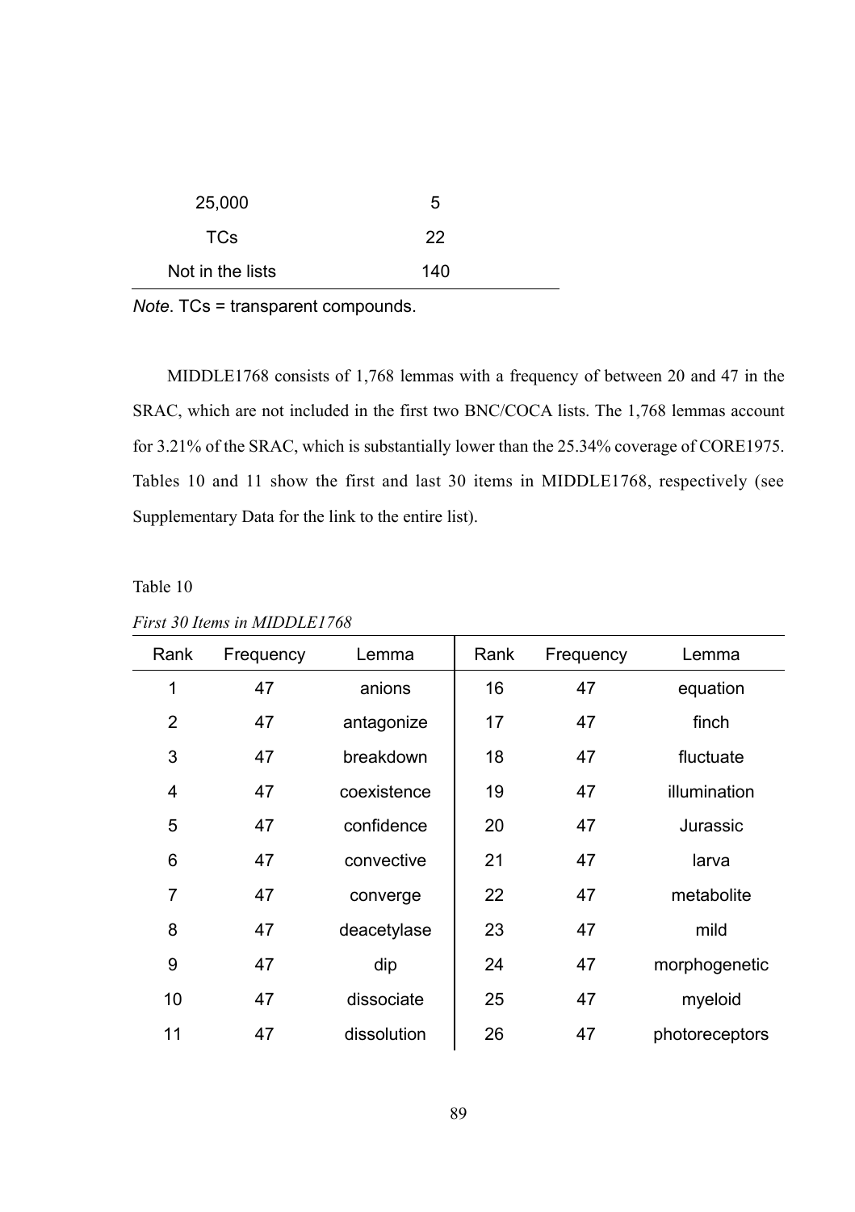| | |
|---|---|
| 25,000 | 5 |
| TCs | 22 |
| Not in the lists | 140 |

*Note*. TCs = transparent compounds.

MIDDLE1768 consists of 1,768 lemmas with a frequency of between 20 and 47 in the SRAC, which are not included in the first two BNC/COCA lists. The 1,768 lemmas account for 3.21% of the SRAC, which is substantially lower than the 25.34% coverage of CORE1975. Tables 10 and 11 show the first and last 30 items in MIDDLE1768, respectively (see Supplementary Data for the link to the entire list).

Table 10

*First 30 Items in MIDDLE1768*

| Rank | Frequency | Lemma | Rank | Frequency | Lemma |
|---|---|---|---|---|---|
| 1 | 47 | anions | 16 | 47 | equation |
| 2 | 47 | antagonize | 17 | 47 | finch |
| 3 | 47 | breakdown | 18 | 47 | fluctuate |
| 4 | 47 | coexistence | 19 | 47 | illumination |
| 5 | 47 | confidence | 20 | 47 | Jurassic |
| 6 | 47 | convective | 21 | 47 | larva |
| 7 | 47 | converge | 22 | 47 | metabolite |
| 8 | 47 | deacetylase | 23 | 47 | mild |
| 9 | 47 | dip | 24 | 47 | morphogenetic |
| 10 | 47 | dissociate | 25 | 47 | myeloid |
| 11 | 47 | dissolution | 26 | 47 | photoreceptors |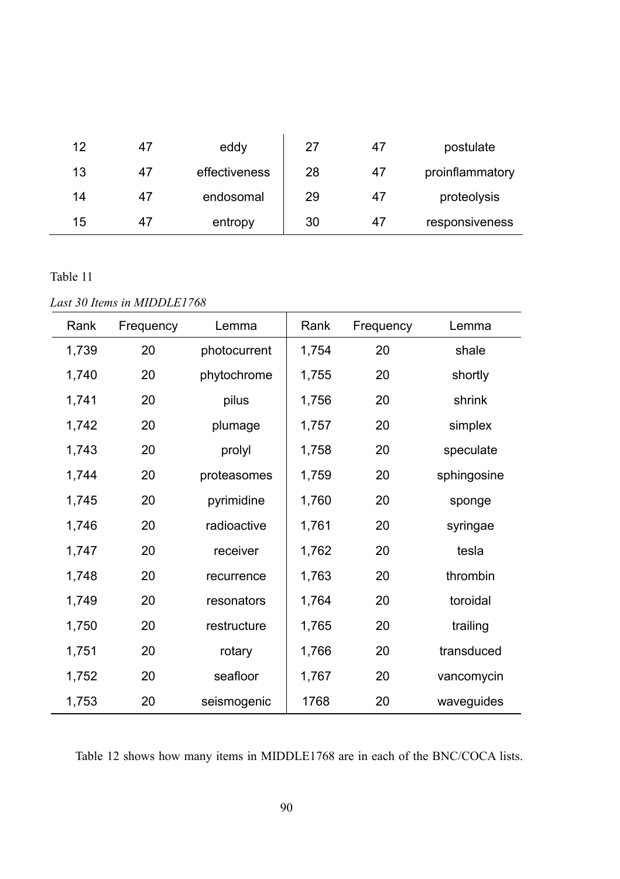| | | | | | |
|---|---|---|---|---|---|
| 12 | 47 | eddy | 27 | 47 | postulate |
| 13 | 47 | effectiveness | 28 | 47 | proinflammatory |
| 14 | 47 | endosomal | 29 | 47 | proteolysis |
| 15 | 47 | entropy | 30 | 47 | responsiveness |

Table 11

*Last 30 Items in MIDDLE1768*

| Rank | Frequency | Lemma | Rank | Frequency | Lemma |
|---|---|---|---|---|---|
| 1,739 | 20 | photocurrent | 1,754 | 20 | shale |
| 1,740 | 20 | phytochrome | 1,755 | 20 | shortly |
| 1,741 | 20 | pilus | 1,756 | 20 | shrink |
| 1,742 | 20 | plumage | 1,757 | 20 | simplex |
| 1,743 | 20 | prolyl | 1,758 | 20 | speculate |
| 1,744 | 20 | proteasomes | 1,759 | 20 | sphingosine |
| 1,745 | 20 | pyrimidine | 1,760 | 20 | sponge |
| 1,746 | 20 | radioactive | 1,761 | 20 | syringae |
| 1,747 | 20 | receiver | 1,762 | 20 | tesla |
| 1,748 | 20 | recurrence | 1,763 | 20 | thrombin |
| 1,749 | 20 | resonators | 1,764 | 20 | toroidal |
| 1,750 | 20 | restructure | 1,765 | 20 | trailing |
| 1,751 | 20 | rotary | 1,766 | 20 | transduced |
| 1,752 | 20 | seafloor | 1,767 | 20 | vancomycin |
| 1,753 | 20 | seismogenic | 1768 | 20 | waveguides |

Table 12 shows how many items in MIDDLE1768 are in each of the BNC/COCA lists.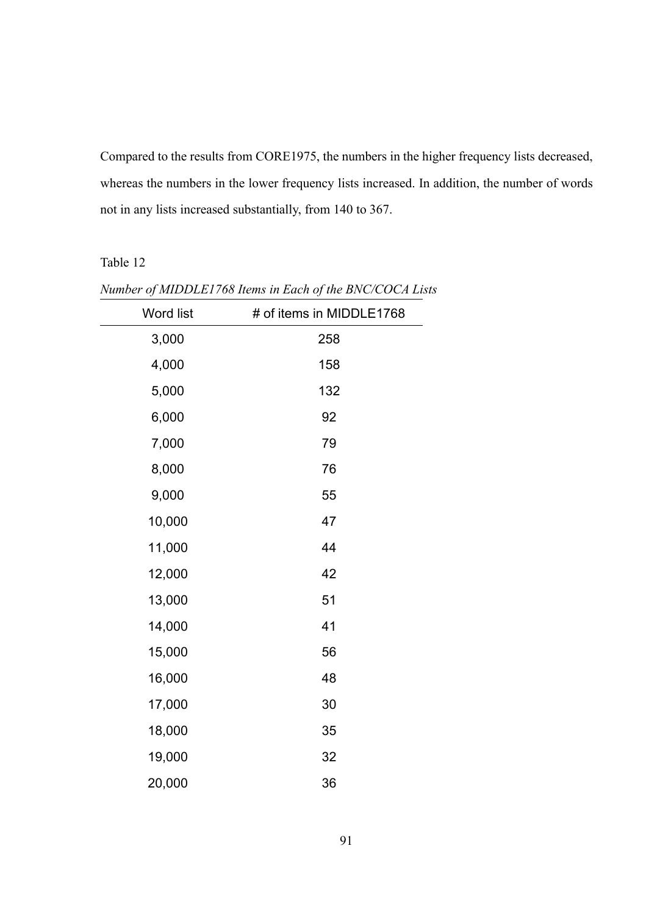Compared to the results from CORE1975, the numbers in the higher frequency lists decreased, whereas the numbers in the lower frequency lists increased. In addition, the number of words not in any lists increased substantially, from 140 to 367.

Table 12

*Number of MIDDLE1768 Items in Each of the BNC/COCA Lists*

| Word list | # of items in MIDDLE1768 |
|---|---|
| 3,000 | 258 |
| 4,000 | 158 |
| 5,000 | 132 |
| 6,000 | 92 |
| 7,000 | 79 |
| 8,000 | 76 |
| 9,000 | 55 |
| 10,000 | 47 |
| 11,000 | 44 |
| 12,000 | 42 |
| 13,000 | 51 |
| 14,000 | 41 |
| 15,000 | 56 |
| 16,000 | 48 |
| 17,000 | 30 |
| 18,000 | 35 |
| 19,000 | 32 |
| 20,000 | 36 |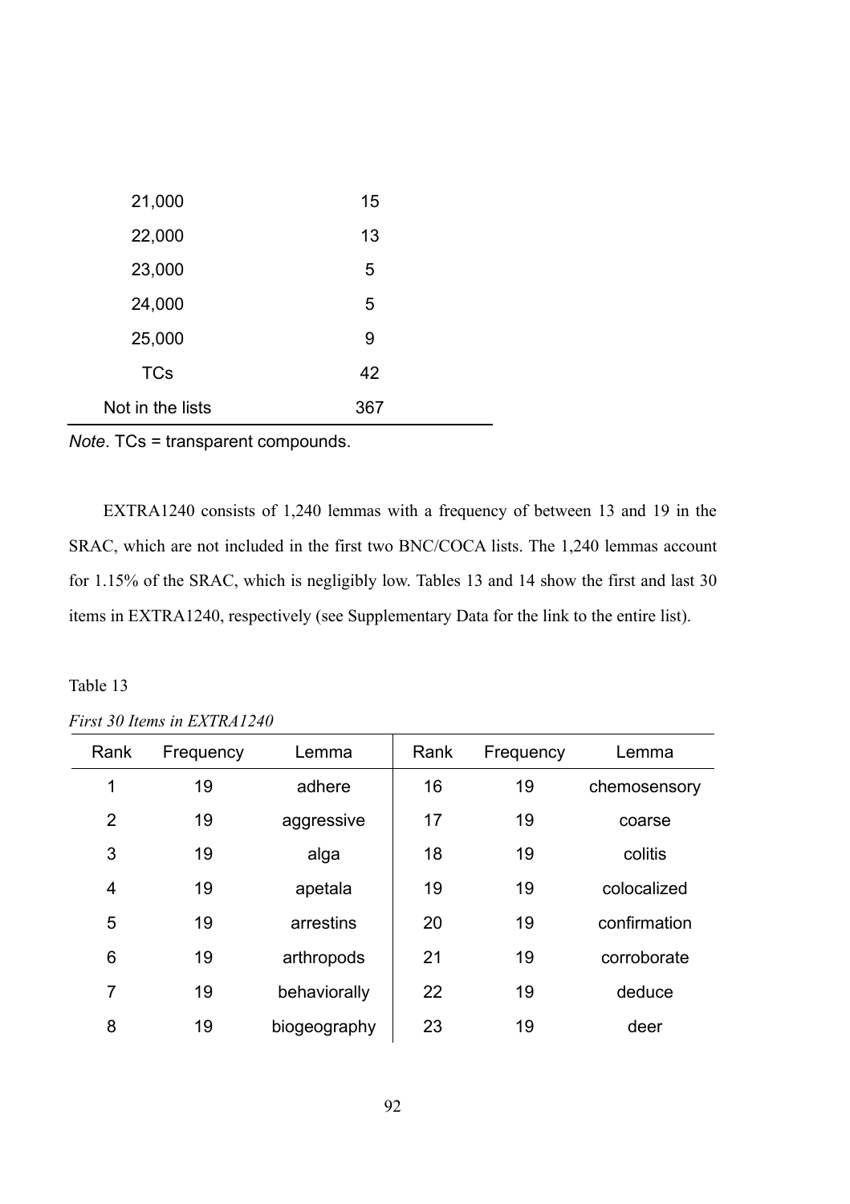| 21,000 | 15 |
|---|---|
| 22,000 | 13 |
| 23,000 | 5 |
| 24,000 | 5 |
| 25,000 | 9 |
| TCs | 42 |
| Not in the lists | 367 |

*Note*. TCs = transparent compounds.

EXTRA1240 consists of 1,240 lemmas with a frequency of between 13 and 19 in the SRAC, which are not included in the first two BNC/COCA lists. The 1,240 lemmas account for 1.15% of the SRAC, which is negligibly low. Tables 13 and 14 show the first and last 30 items in EXTRA1240, respectively (see Supplementary Data for the link to the entire list).

Table 13

*First 30 Items in EXTRA1240*

| Rank | Frequency | Lemma | Rank | Frequency | Lemma |
|---|---|---|---|---|---|
| 1 | 19 | adhere | 16 | 19 | chemosensory |
| 2 | 19 | aggressive | 17 | 19 | coarse |
| 3 | 19 | alga | 18 | 19 | colitis |
| 4 | 19 | apetala | 19 | 19 | colocalized |
| 5 | 19 | arrestins | 20 | 19 | confirmation |
| 6 | 19 | arthropods | 21 | 19 | corroborate |
| 7 | 19 | behaviorally | 22 | 19 | deduce |
| 8 | 19 | biogeography | 23 | 19 | deer |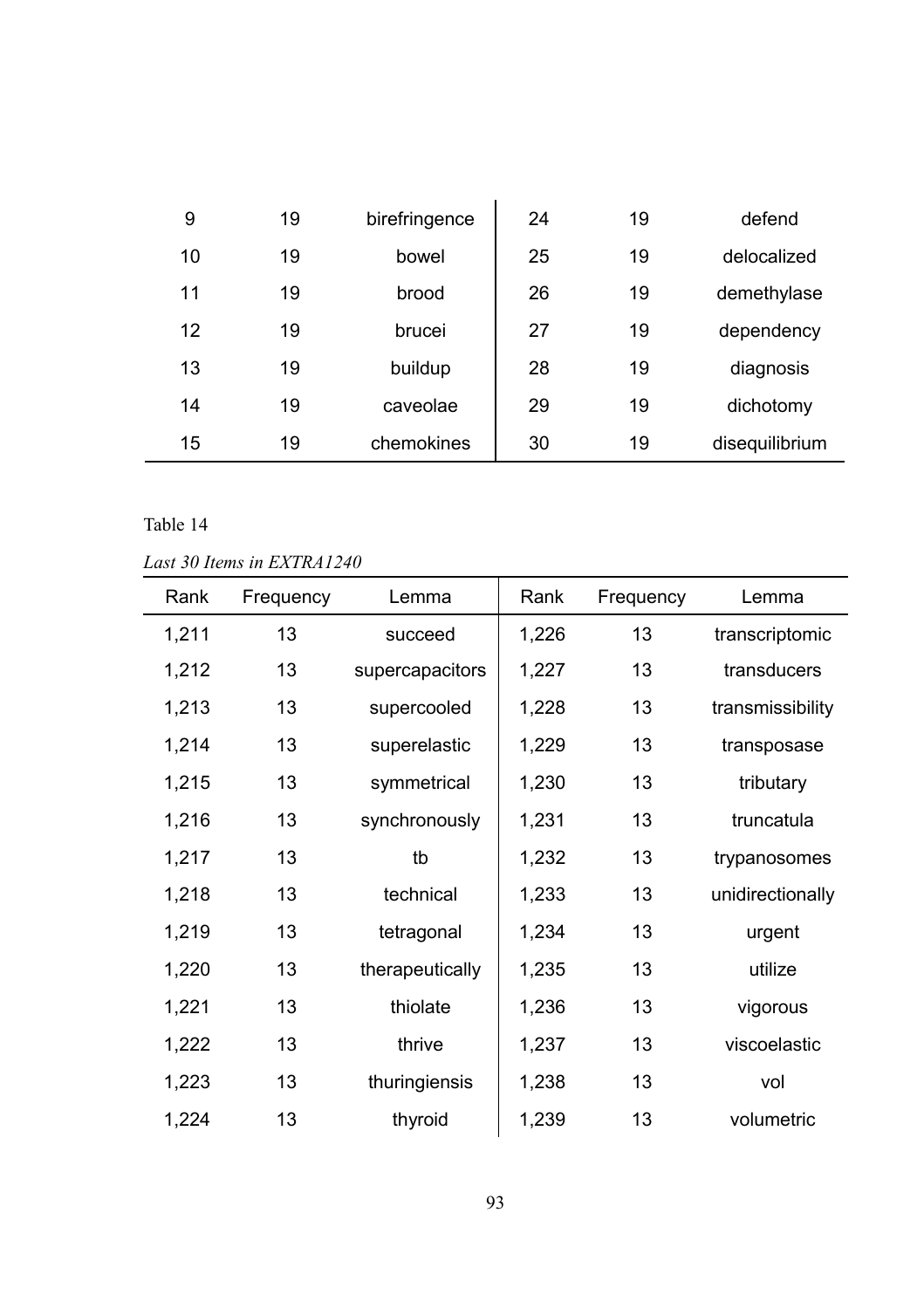| 9 | 19 | birefringence | 24 | 19 | defend |
|---|---|---|---|---|---|
| 10 | 19 | bowel | 25 | 19 | delocalized |
| 11 | 19 | brood | 26 | 19 | demethylase |
| 12 | 19 | brucei | 27 | 19 | dependency |
| 13 | 19 | buildup | 28 | 19 | diagnosis |
| 14 | 19 | caveolae | 29 | 19 | dichotomy |
| 15 | 19 | chemokines | 30 | 19 | disequilibrium |

Table 14

*Last 30 Items in EXTRA1240*

| Rank | Frequency | Lemma | Rank | Frequency | Lemma |
|---|---|---|---|---|---|
| 1,211 | 13 | succeed | 1,226 | 13 | transcriptomic |
| 1,212 | 13 | supercapacitors | 1,227 | 13 | transducers |
| 1,213 | 13 | supercooled | 1,228 | 13 | transmissibility |
| 1,214 | 13 | superelastic | 1,229 | 13 | transposase |
| 1,215 | 13 | symmetrical | 1,230 | 13 | tributary |
| 1,216 | 13 | synchronously | 1,231 | 13 | truncatula |
| 1,217 | 13 | tb | 1,232 | 13 | trypanosomes |
| 1,218 | 13 | technical | 1,233 | 13 | unidirectionally |
| 1,219 | 13 | tetragonal | 1,234 | 13 | urgent |
| 1,220 | 13 | therapeutically | 1,235 | 13 | utilize |
| 1,221 | 13 | thiolate | 1,236 | 13 | vigorous |
| 1,222 | 13 | thrive | 1,237 | 13 | viscoelastic |
| 1,223 | 13 | thuringiensis | 1,238 | 13 | vol |
| 1,224 | 13 | thyroid | 1,239 | 13 | volumetric |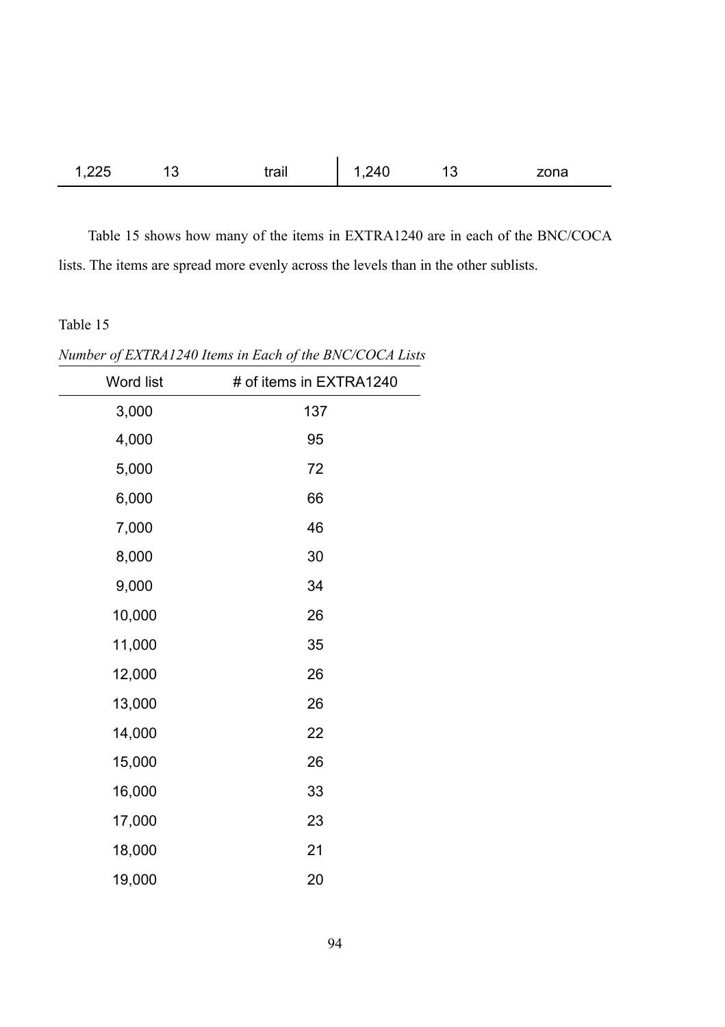| 1,225 | 13 | trail | 1,240 | 13 | zona |
|---|---|---|---|---|---|

Table 15 shows how many of the items in EXTRA1240 are in each of the BNC/COCA lists. The items are spread more evenly across the levels than in the other sublists.

Table 15

*Number of EXTRA1240 Items in Each of the BNC/COCA Lists*

| Word list | # of items in EXTRA1240 |
|---|---|
| 3,000 | 137 |
| 4,000 | 95 |
| 5,000 | 72 |
| 6,000 | 66 |
| 7,000 | 46 |
| 8,000 | 30 |
| 9,000 | 34 |
| 10,000 | 26 |
| 11,000 | 35 |
| 12,000 | 26 |
| 13,000 | 26 |
| 14,000 | 22 |
| 15,000 | 26 |
| 16,000 | 33 |
| 17,000 | 23 |
| 18,000 | 21 |
| 19,000 | 20 |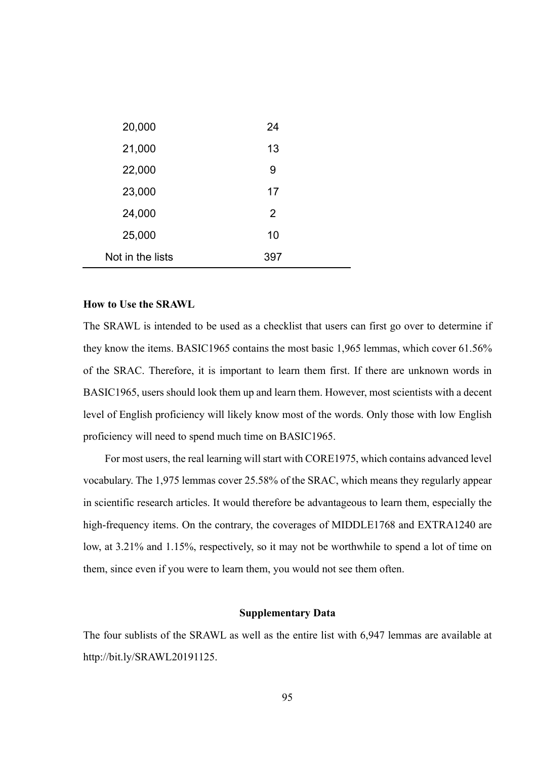| | |
|---|---|
| 20,000 | 24 |
| 21,000 | 13 |
| 22,000 | 9 |
| 23,000 | 17 |
| 24,000 | 2 |
| 25,000 | 10 |
| Not in the lists | 397 |

**How to Use the SRAWL**

The SRAWL is intended to be used as a checklist that users can first go over to determine if they know the items. BASIC1965 contains the most basic 1,965 lemmas, which cover 61.56% of the SRAC. Therefore, it is important to learn them first. If there are unknown words in BASIC1965, users should look them up and learn them. However, most scientists with a decent level of English proficiency will likely know most of the words. Only those with low English proficiency will need to spend much time on BASIC1965.

For most users, the real learning will start with CORE1975, which contains advanced level vocabulary. The 1,975 lemmas cover 25.58% of the SRAC, which means they regularly appear in scientific research articles. It would therefore be advantageous to learn them, especially the high-frequency items. On the contrary, the coverages of MIDDLE1768 and EXTRA1240 are low, at 3.21% and 1.15%, respectively, so it may not be worthwhile to spend a lot of time on them, since even if you were to learn them, you would not see them often.

## Supplementary Data

The four sublists of the SRAWL as well as the entire list with 6,947 lemmas are available at http://bit.ly/SRAWL20191125.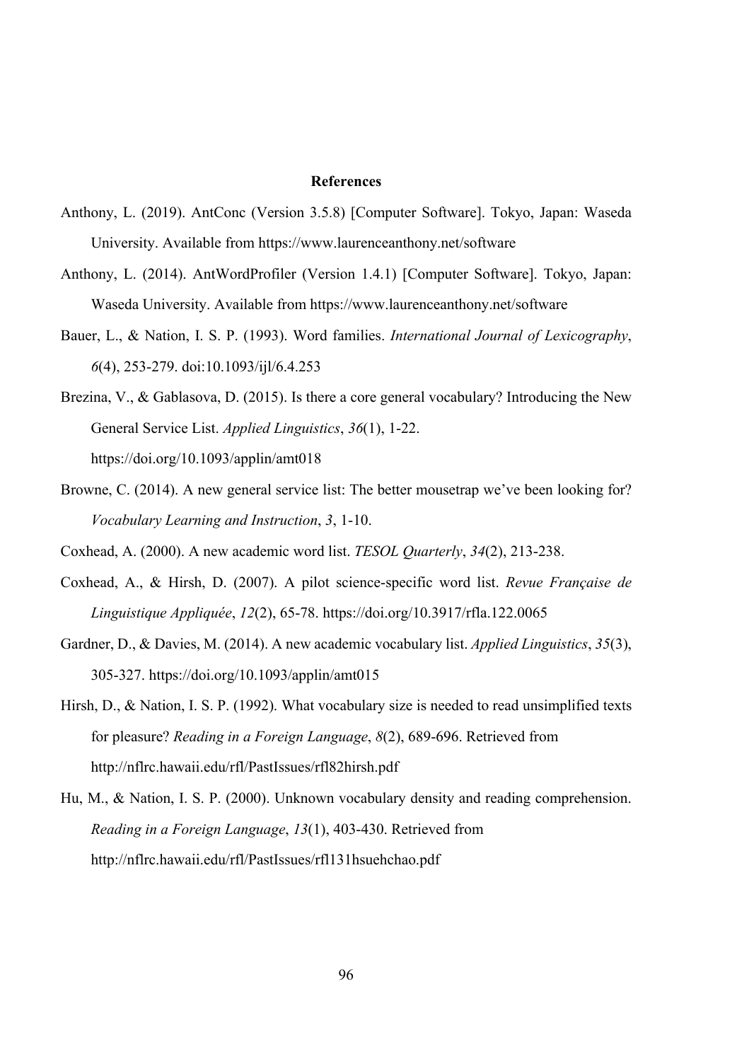# References

Anthony, L. (2019). AntConc (Version 3.5.8) [Computer Software]. Tokyo, Japan: Waseda University. Available from https://www.laurenceanthony.net/software

Anthony, L. (2014). AntWordProfiler (Version 1.4.1) [Computer Software]. Tokyo, Japan: Waseda University. Available from https://www.laurenceanthony.net/software

Bauer, L., & Nation, I. S. P. (1993). Word families. *International Journal of Lexicography*, *6*(4), 253-279. doi:10.1093/ijl/6.4.253

Brezina, V., & Gablasova, D. (2015). Is there a core general vocabulary? Introducing the New General Service List. *Applied Linguistics*, *36*(1), 1-22. https://doi.org/10.1093/applin/amt018

Browne, C. (2014). A new general service list: The better mousetrap we've been looking for? *Vocabulary Learning and Instruction*, *3*, 1-10.

Coxhead, A. (2000). A new academic word list. *TESOL Quarterly*, *34*(2), 213-238.

Coxhead, A., & Hirsh, D. (2007). A pilot science-specific word list. *Revue Française de Linguistique Appliquée*, *12*(2), 65-78. https://doi.org/10.3917/rfla.122.0065

Gardner, D., & Davies, M. (2014). A new academic vocabulary list. *Applied Linguistics*, *35*(3), 305-327. https://doi.org/10.1093/applin/amt015

Hirsh, D., & Nation, I. S. P. (1992). What vocabulary size is needed to read unsimplified texts for pleasure? *Reading in a Foreign Language*, *8*(2), 689-696. Retrieved from http://nflrc.hawaii.edu/rfl/PastIssues/rfl82hirsh.pdf

Hu, M., & Nation, I. S. P. (2000). Unknown vocabulary density and reading comprehension. *Reading in a Foreign Language*, *13*(1), 403-430. Retrieved from http://nflrc.hawaii.edu/rfl/PastIssues/rfl131hsuehchao.pdf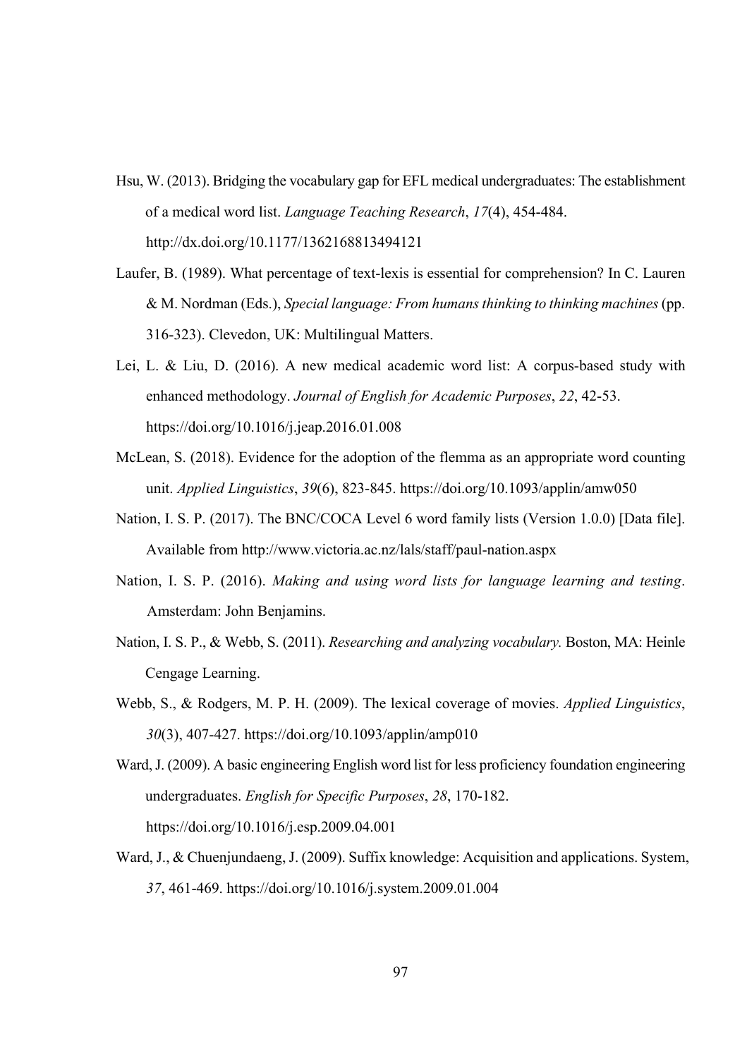Hsu, W. (2013). Bridging the vocabulary gap for EFL medical undergraduates: The establishment of a medical word list. *Language Teaching Research*, *17*(4), 454-484. http://dx.doi.org/10.1177/1362168813494121

Laufer, B. (1989). What percentage of text-lexis is essential for comprehension? In C. Lauren & M. Nordman (Eds.), *Special language: From humans thinking to thinking machines* (pp. 316-323). Clevedon, UK: Multilingual Matters.

Lei, L. & Liu, D. (2016). A new medical academic word list: A corpus-based study with enhanced methodology. *Journal of English for Academic Purposes*, *22*, 42-53. https://doi.org/10.1016/j.jeap.2016.01.008

McLean, S. (2018). Evidence for the adoption of the flemma as an appropriate word counting unit. *Applied Linguistics*, *39*(6), 823-845. https://doi.org/10.1093/applin/amw050

Nation, I. S. P. (2017). The BNC/COCA Level 6 word family lists (Version 1.0.0) [Data file]. Available from http://www.victoria.ac.nz/lals/staff/paul-nation.aspx

Nation, I. S. P. (2016). *Making and using word lists for language learning and testing*. Amsterdam: John Benjamins.

Nation, I. S. P., & Webb, S. (2011). *Researching and analyzing vocabulary.* Boston, MA: Heinle Cengage Learning.

Webb, S., & Rodgers, M. P. H. (2009). The lexical coverage of movies. *Applied Linguistics*, *30*(3), 407-427. https://doi.org/10.1093/applin/amp010

Ward, J. (2009). A basic engineering English word list for less proficiency foundation engineering undergraduates. *English for Specific Purposes*, *28*, 170-182. https://doi.org/10.1016/j.esp.2009.04.001

Ward, J., & Chuenjundaeng, J. (2009). Suffix knowledge: Acquisition and applications. System, *37*, 461-469. https://doi.org/10.1016/j.system.2009.01.004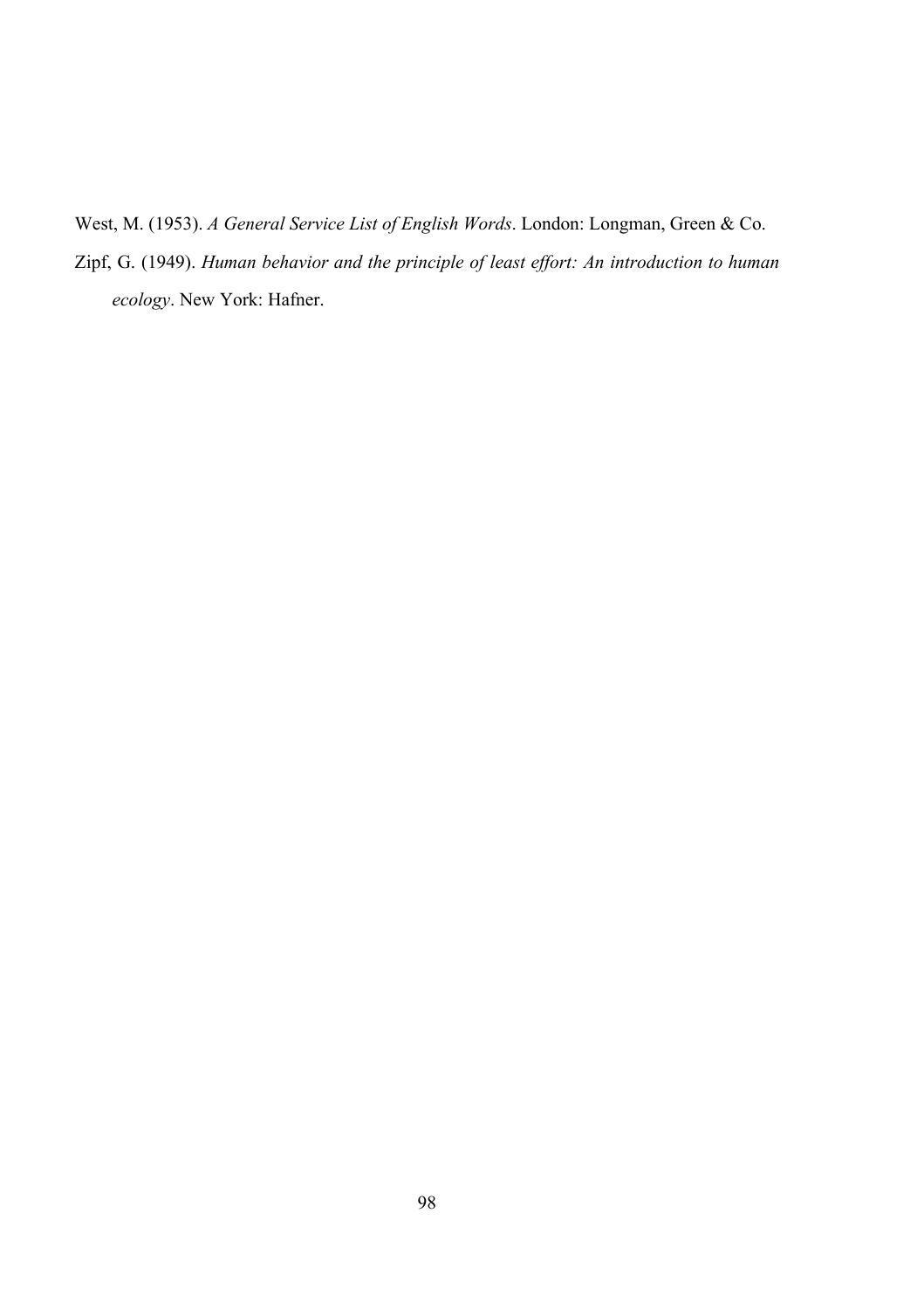West, M. (1953). *A General Service List of English Words*. London: Longman, Green & Co.

Zipf, G. (1949). *Human behavior and the principle of least effort: An introduction to human ecology*. New York: Hafner.